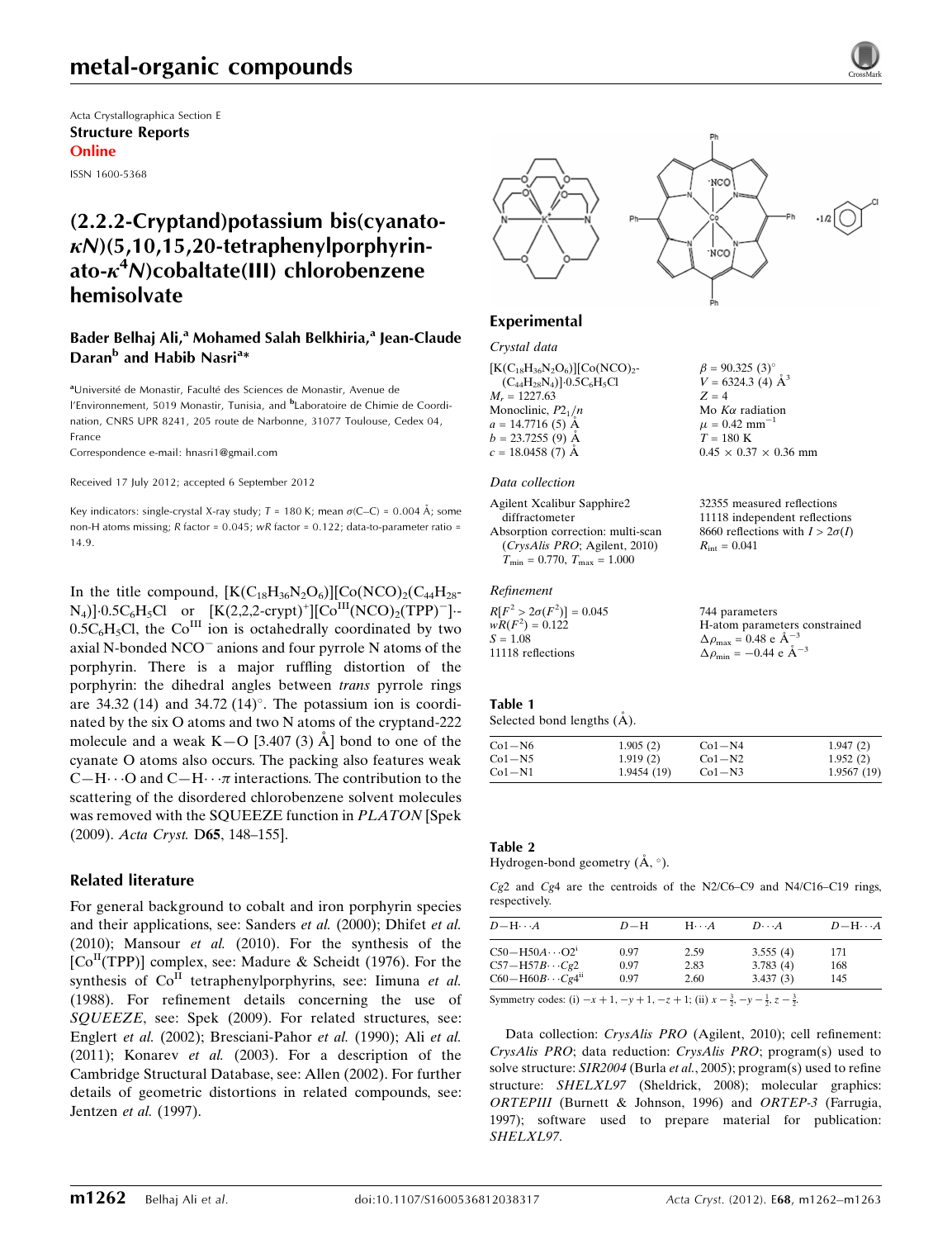metal-organic compounds

Acta Crystallographica Section E
**Structure Reports**
**Online**

ISSN 1600-5368

# (2.2.2-Cryptand)potassium bis(cyanato-κN)(5,10,15,20-tetraphenylporphyrinato-κ⁴N)cobaltate(III) chlorobenzene hemisolvate

**Bader Belhaj Ali,[a] Mohamed Salah Belkhiria,[a] Jean-Claude Daran[b] and Habib Nasri[a]***

[a]Université de Monastir, Faculté des Sciences de Monastir, Avenue de l'Environnement, 5019 Monastir, Tunisia, and [b]Laboratoire de Chimie de Coordination, CNRS UPR 8241, 205 route de Narbonne, 31077 Toulouse, Cedex 04, France

Correspondence e-mail: hnasri1@gmail.com

Received 17 July 2012; accepted 6 September 2012

Key indicators: single-crystal X-ray study; $T$ = 180 K; mean $\sigma$(C–C) = 0.004 Å; some non-H atoms missing; $R$ factor = 0.045; $wR$ factor = 0.122; data-to-parameter ratio = 14.9.

In the title compound, $[K(C_{18}H_{36}N_2O_6)][Co(NCO)_2(C_{44}H_{28}N_4)]\cdot 0.5C_6H_5Cl$ or $[K(2,2,2\text{-crypt})^+][Co^{III}(NCO)_2(TPP)^-]\cdot 0.5C_6H_5Cl$, the $Co^{III}$ ion is octahedrally coordinated by two axial N-bonded $NCO^-$ anions and four pyrrole N atoms of the porphyrin. There is a major ruffling distortion of the porphyrin: the dihedral angles between *trans* pyrrole rings are 34.32 (14) and 34.72 (14)°. The potassium ion is coordinated by the six O atoms and two N atoms of the cryptand-222 molecule and a weak K—O [3.407 (3) Å] bond to one of the cyanate O atoms also occurs. The packing also features weak C—H⋯O and C—H⋯π interactions. The contribution to the scattering of the disordered chlorobenzene solvent molecules was removed with the SQUEEZE function in *PLATON* [Spek (2009). *Acta Cryst.* D**65**, 148–155].

## Related literature

For general background to cobalt and iron porphyrin species and their applications, see: Sanders *et al.* (2000); Dhifet *et al.* (2010); Mansour *et al.* (2010). For the synthesis of the $[Co^{II}(TPP)]$ complex, see: Madure & Scheidt (1976). For the synthesis of $Co^{II}$ tetraphenylporphyrins, see: Iimuna *et al.* (1988). For refinement details concerning the use of *SQUEEZE*, see: Spek (2009). For related structures, see: Englert *et al.* (2002); Bresciani-Pahor *et al.* (1990); Ali *et al.* (2011); Konarev *et al.* (2003). For a description of the Cambridge Structural Database, see: Allen (2002). For further details of geometric distortions in related compounds, see: Jentzen *et al.* (1997).

## Experimental

### Crystal data

$[K(C_{18}H_{36}N_2O_6)][Co(NCO)_2(C_{44}H_{28}N_4)]\cdot 0.5C_6H_5Cl$
$M_r$ = 1227.63
Monoclinic, $P2_1/n$
$a$ = 14.7716 (5) Å
$b$ = 23.7255 (9) Å
$c$ = 18.0458 (7) Å
$\beta$ = 90.325 (3)°
$V$ = 6324.3 (4) Å$^3$
$Z$ = 4
Mo $K\alpha$ radiation
$\mu$ = 0.42 mm$^{-1}$
$T$ = 180 K
0.45 × 0.37 × 0.36 mm

### Data collection

Agilent Xcalibur Sapphire2 diffractometer
Absorption correction: multi-scan (*CrysAlis PRO*; Agilent, 2010)
$T_{min}$ = 0.770, $T_{max}$ = 1.000
32355 measured reflections
11118 independent reflections
8660 reflections with $I > 2\sigma(I)$
$R_{int}$ = 0.041

### Refinement

$R[F^2 > 2\sigma(F^2)]$ = 0.045
$wR(F^2)$ = 0.122
$S$ = 1.08
11118 reflections
744 parameters
H-atom parameters constrained
$\Delta\rho_{max}$ = 0.48 e Å$^{-3}$
$\Delta\rho_{min}$ = −0.44 e Å$^{-3}$

**Table 1**
Selected bond lengths (Å).

| | | | |
|---|---|---|---|
| Co1—N6 | 1.905 (2) | Co1—N4 | 1.947 (2) |
| Co1—N5 | 1.919 (2) | Co1—N2 | 1.952 (2) |
| Co1—N1 | 1.9454 (19) | Co1—N3 | 1.9567 (19) |

**Table 2**
Hydrogen-bond geometry (Å, °).

*Cg*2 and *Cg*4 are the centroids of the N2/C6–C9 and N4/C16–C19 rings, respectively.

| $D$—H⋯$A$ | $D$—H | H⋯$A$ | $D$⋯$A$ | $D$—H⋯$A$ |
|---|---|---|---|---|
| C50—H50A⋯O2$^i$ | 0.97 | 2.59 | 3.555 (4) | 171 |
| C57—H57B⋯*Cg*2 | 0.97 | 2.83 | 3.783 (4) | 168 |
| C60—H60B⋯*Cg*4$^{ii}$ | 0.97 | 2.60 | 3.437 (3) | 145 |

Symmetry codes: (i) $-x+1, -y+1, -z+1$; (ii) $x-\frac{3}{2}, -y-\frac{1}{2}, z-\frac{3}{2}$.

Data collection: *CrysAlis PRO* (Agilent, 2010); cell refinement: *CrysAlis PRO*; data reduction: *CrysAlis PRO*; program(s) used to solve structure: *SIR2004* (Burla *et al.*, 2005); program(s) used to refine structure: *SHELXL97* (Sheldrick, 2008); molecular graphics: *ORTEPIII* (Burnett & Johnson, 1996) and *ORTEP-3* (Farrugia, 1997); software used to prepare material for publication: *SHELXL97*.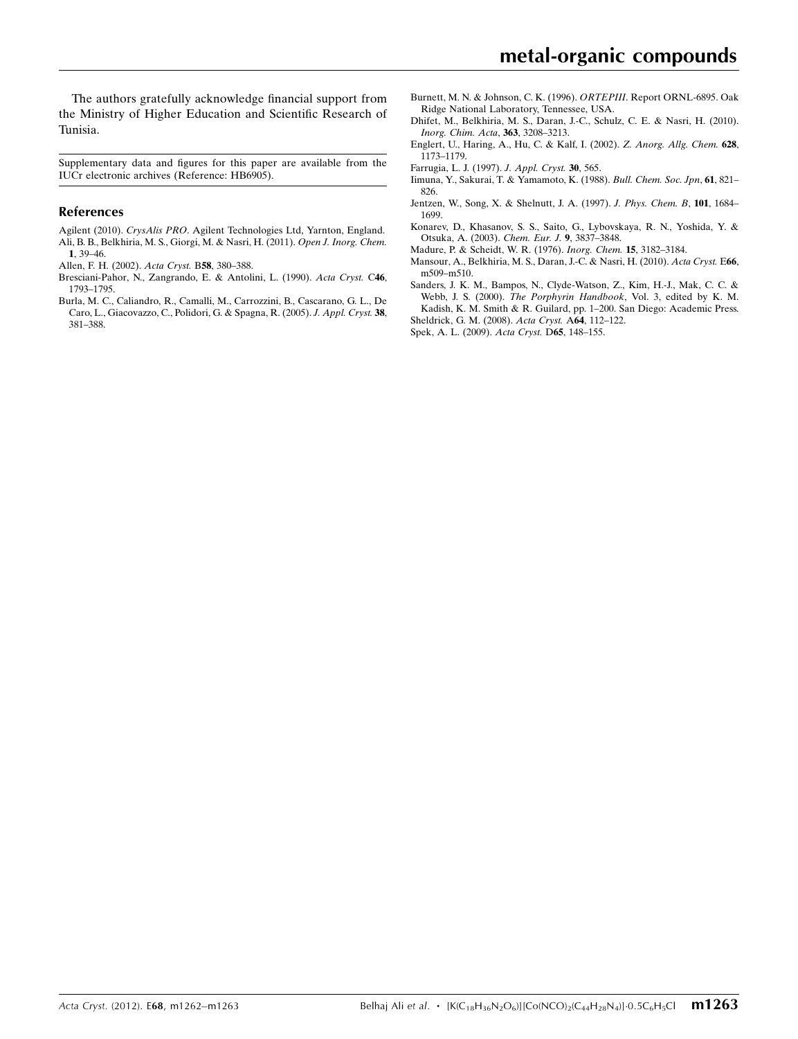The authors gratefully acknowledge financial support from the Ministry of Higher Education and Scientific Research of Tunisia.

Supplementary data and figures for this paper are available from the IUCr electronic archives (Reference: HB6905).

## References

Agilent (2010). *CrysAlis PRO*. Agilent Technologies Ltd, Yarnton, England.

Ali, B. B., Belkhiria, M. S., Giorgi, M. & Nasri, H. (2011). *Open J. Inorg. Chem.* **1**, 39–46.

Allen, F. H. (2002). *Acta Cryst.* B**58**, 380–388.

Bresciani-Pahor, N., Zangrando, E. & Antolini, L. (1990). *Acta Cryst.* C**46**, 1793–1795.

Burla, M. C., Caliandro, R., Camalli, M., Carrozzini, B., Cascarano, G. L., De Caro, L., Giacovazzo, C., Polidori, G. & Spagna, R. (2005). *J. Appl. Cryst.* **38**, 381–388.

Burnett, M. N. & Johnson, C. K. (1996). *ORTEPIII*. Report ORNL-6895. Oak Ridge National Laboratory, Tennessee, USA.

Dhifet, M., Belkhiria, M. S., Daran, J.-C., Schulz, C. E. & Nasri, H. (2010). *Inorg. Chim. Acta*, **363**, 3208–3213.

Englert, U., Haring, A., Hu, C. & Kalf, I. (2002). *Z. Anorg. Allg. Chem.* **628**, 1173–1179.

Farrugia, L. J. (1997). *J. Appl. Cryst.* **30**, 565.

Iimuna, Y., Sakurai, T. & Yamamoto, K. (1988). *Bull. Chem. Soc. Jpn*, **61**, 821–826.

Jentzen, W., Song, X. & Shelnutt, J. A. (1997). *J. Phys. Chem. B*, **101**, 1684–1699.

Konarev, D., Khasanov, S. S., Saito, G., Lybovskaya, R. N., Yoshida, Y. & Otsuka, A. (2003). *Chem. Eur. J.* **9**, 3837–3848.

Madure, P. & Scheidt, W. R. (1976). *Inorg. Chem.* **15**, 3182–3184.

Mansour, A., Belkhiria, M. S., Daran, J.-C. & Nasri, H. (2010). *Acta Cryst.* E**66**, m509–m510.

Sanders, J. K. M., Bampos, N., Clyde-Watson, Z., Kim, H.-J., Mak, C. C. & Webb, J. S. (2000). *The Porphyrin Handbook*, Vol. 3, edited by K. M. Kadish, K. M. Smith & R. Guilard, pp. 1–200. San Diego: Academic Press.

Sheldrick, G. M. (2008). *Acta Cryst.* A**64**, 112–122.

Spek, A. L. (2009). *Acta Cryst.* D**65**, 148–155.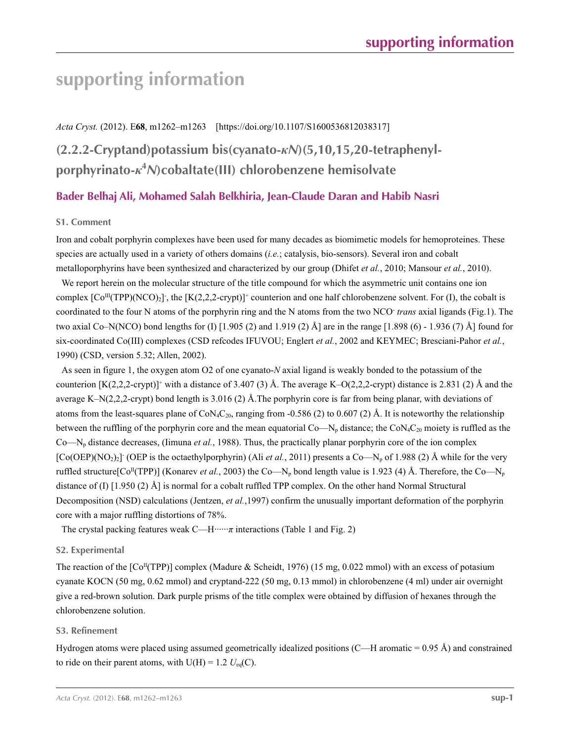# supporting information

*Acta Cryst.* (2012). E**68**, m1262–m1263    [https://doi.org/10.1107/S1600536812038317]

## (2.2.2-Cryptand)potassium bis(cyanato-κN)(5,10,15,20-tetraphenylporphyrinato-κ$^4$N)cobaltate(III) chlorobenzene hemisolvate

### Bader Belhaj Ali, Mohamed Salah Belkhiria, Jean-Claude Daran and Habib Nasri

### S1. Comment

Iron and cobalt porphyrin complexes have been used for many decades as biomimetic models for hemoproteines. These species are actually used in a variety of others domains (*i.e.*; catalysis, bio-sensors). Several iron and cobalt metalloporphyrins have been synthesized and characterized by our group (Dhifet *et al.*, 2010; Mansour *et al.*, 2010).

We report herein on the molecular structure of the title compound for which the asymmetric unit contains one ion complex $[Co^{III}(TPP)(NCO)_2]^-$, the $[K(2,2,2\text{-crypt})]^+$ counterion and one half chlorobenzene solvent. For (I), the cobalt is coordinated to the four N atoms of the porphyrin ring and the N atoms from the two $NCO^-$ *trans* axial ligands (Fig.1). The two axial Co–N(NCO) bond lengths for (I) [1.905 (2) and 1.919 (2) Å] are in the range [1.898 (6) - 1.936 (7) Å] found for six-coordinated Co(III) complexes (CSD refcodes IFUVOU; Englert *et al.*, 2002 and KEYMEC; Bresciani-Pahor *et al.*, 1990) (CSD, version 5.32; Allen, 2002).

As seen in figure 1, the oxygen atom O2 of one cyanato-*N* axial ligand is weakly bonded to the potassium of the counterion $[K(2,2,2\text{-crypt})]^+$ with a distance of 3.407 (3) Å. The average K–O(2,2,2-crypt) distance is 2.831 (2) Å and the average K–N(2,2,2-crypt) bond length is 3.016 (2) Å.The porphyrin core is far from being planar, with deviations of atoms from the least-squares plane of $CoN_4C_{20}$, ranging from -0.586 (2) to 0.607 (2) Å. It is noteworthy the relationship between the ruffling of the porphyrin core and the mean equatorial Co—$N_p$ distance; the $CoN_4C_{20}$ moiety is ruffled as the Co—$N_p$ distance decreases, (Iimuna *et al.*, 1988). Thus, the practically planar porphyrin core of the ion complex $[Co(OEP)(NO_2)_2]^-$ (OEP is the octaethylporphyrin) (Ali *et al.*, 2011) presents a Co—$N_p$ of 1.988 (2) Å while for the very ruffled structure$[Co^{II}(TPP)]$ (Konarev *et al.*, 2003) the Co—$N_p$ bond length value is 1.923 (4) Å. Therefore, the Co—$N_p$ distance of (I) [1.950 (2) Å] is normal for a cobalt ruffled TPP complex. On the other hand Normal Structural Decomposition (NSD) calculations (Jentzen, *et al.*,1997) confirm the unusually important deformation of the porphyrin core with a major ruffling distortions of 78%.

The crystal packing features weak C—H······π interactions (Table 1 and Fig. 2)

### S2. Experimental

The reaction of the $[Co^{II}(TPP)]$ complex (Madure & Scheidt, 1976) (15 mg, 0.022 mmol) with an excess of potasium cyanate KOCN (50 mg, 0.62 mmol) and cryptand-222 (50 mg, 0.13 mmol) in chlorobenzene (4 ml) under air overnight give a red-brown solution. Dark purple prisms of the title complex were obtained by diffusion of hexanes through the chlorobenzene solution.

### S3. Refinement

Hydrogen atoms were placed using assumed geometrically idealized positions (C—H aromatic = 0.95 Å) and constrained to ride on their parent atoms, with U(H) = 1.2 $U_{eq}$(C).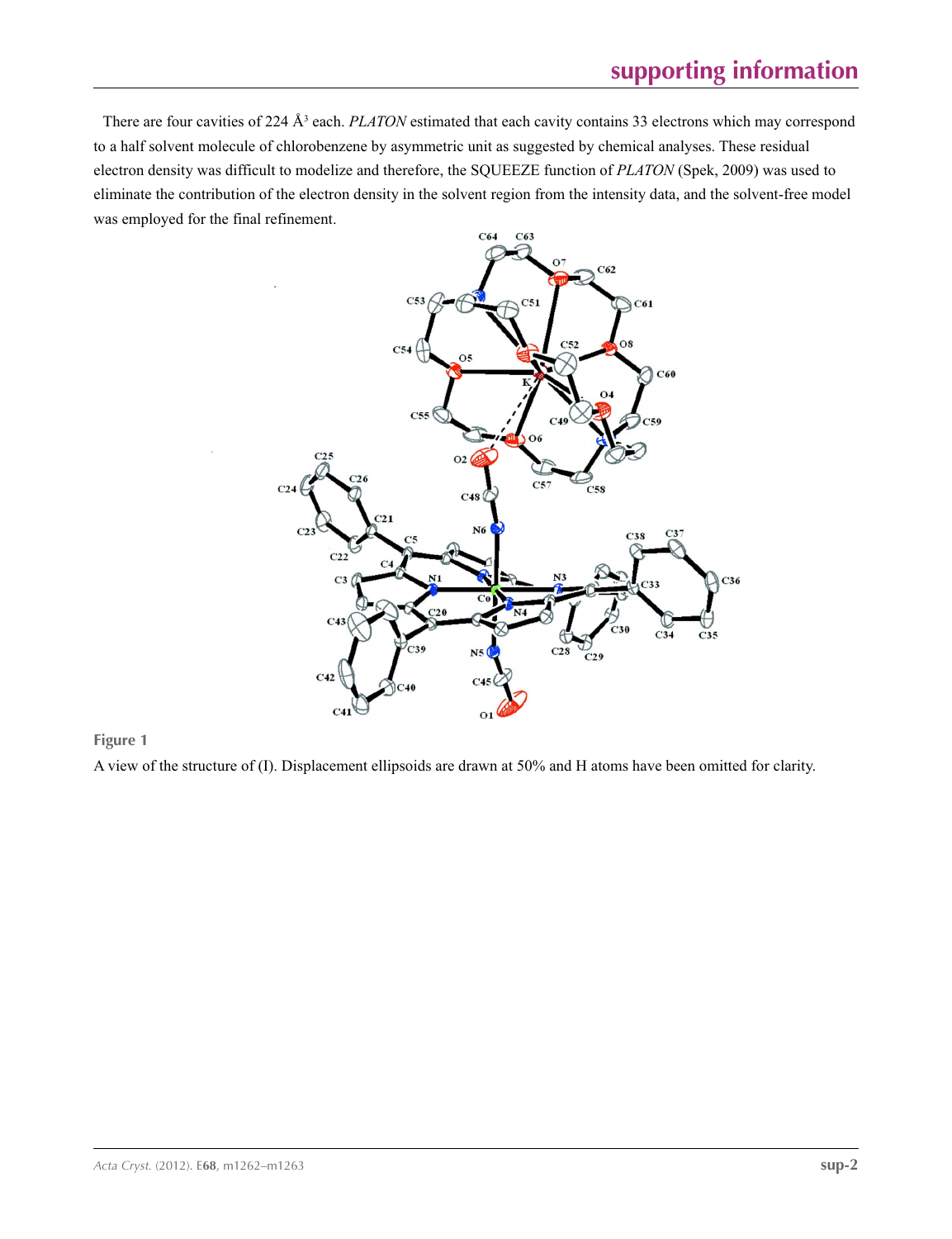There are four cavities of 224 Å$^3$ each. *PLATON* estimated that each cavity contains 33 electrons which may correspond to a half solvent molecule of chlorobenzene by asymmetric unit as suggested by chemical analyses. These residual electron density was difficult to modelize and therefore, the SQUEEZE function of *PLATON* (Spek, 2009) was used to eliminate the contribution of the electron density in the solvent region from the intensity data, and the solvent-free model was employed for the final refinement.

**Figure 1**

A view of the structure of (I). Displacement ellipsoids are drawn at 50% and H atoms have been omitted for clarity.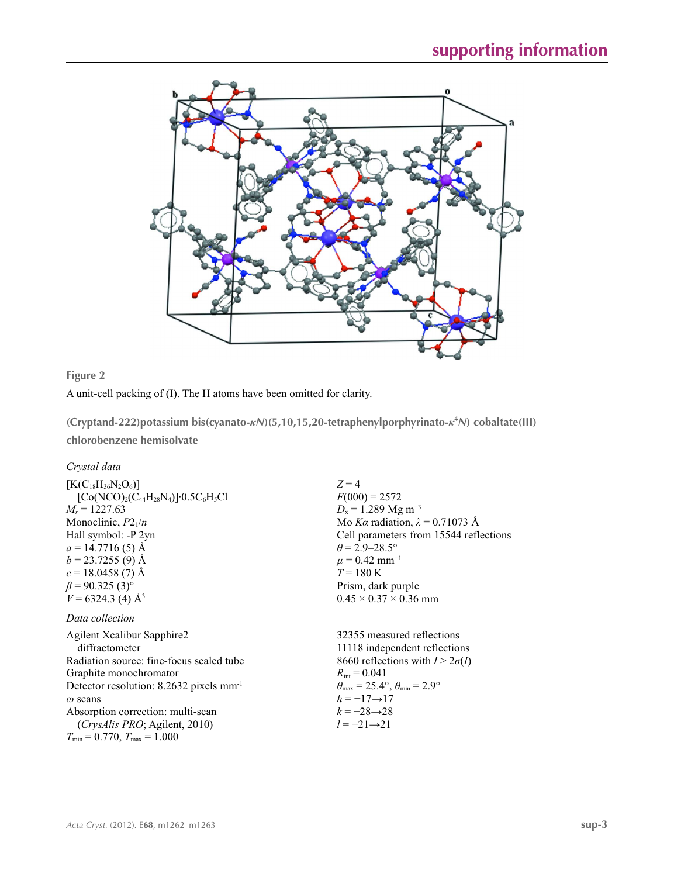Figure 2

A unit-cell packing of (I). The H atoms have been omitted for clarity.

## (Cryptand-222)potassium bis(cyanato-*κN*)(5,10,15,20-tetraphenylporphyrinato-*κ*[4]*N*) cobaltate(III) chlorobenzene hemisolvate

### *Crystal data*

$[K(C_{18}H_{36}N_2O_6)]$
$[Co(NCO)_2(C_{44}H_{28}N_4)]\cdot 0.5C_6H_5Cl$
$M_r = 1227.63$
Monoclinic, $P2_1/n$
Hall symbol: -P 2yn
$a = 14.7716\ (5)$ Å
$b = 23.7255\ (9)$ Å
$c = 18.0458\ (7)$ Å
$\beta = 90.325\ (3)°$
$V = 6324.3\ (4)$ Å$^3$
$Z = 4$
$F(000) = 2572$
$D_x = 1.289$ Mg m$^{-3}$
Mo $K\alpha$ radiation, $\lambda = 0.71073$ Å
Cell parameters from 15544 reflections
$\theta = 2.9–28.5°$
$\mu = 0.42$ mm$^{-1}$
$T = 180$ K
Prism, dark purple
$0.45 \times 0.37 \times 0.36$ mm

### *Data collection*

Agilent Xcalibur Sapphire2 diffractometer
Radiation source: fine-focus sealed tube
Graphite monochromator
Detector resolution: 8.2632 pixels mm$^{-1}$
$\omega$ scans
Absorption correction: multi-scan (*CrysAlis PRO*; Agilent, 2010)
$T_{min} = 0.770$, $T_{max} = 1.000$
32355 measured reflections
11118 independent reflections
8660 reflections with $I > 2\sigma(I)$
$R_{int} = 0.041$
$\theta_{max} = 25.4°$, $\theta_{min} = 2.9°$
$h = -17 \rightarrow 17$
$k = -28 \rightarrow 28$
$l = -21 \rightarrow 21$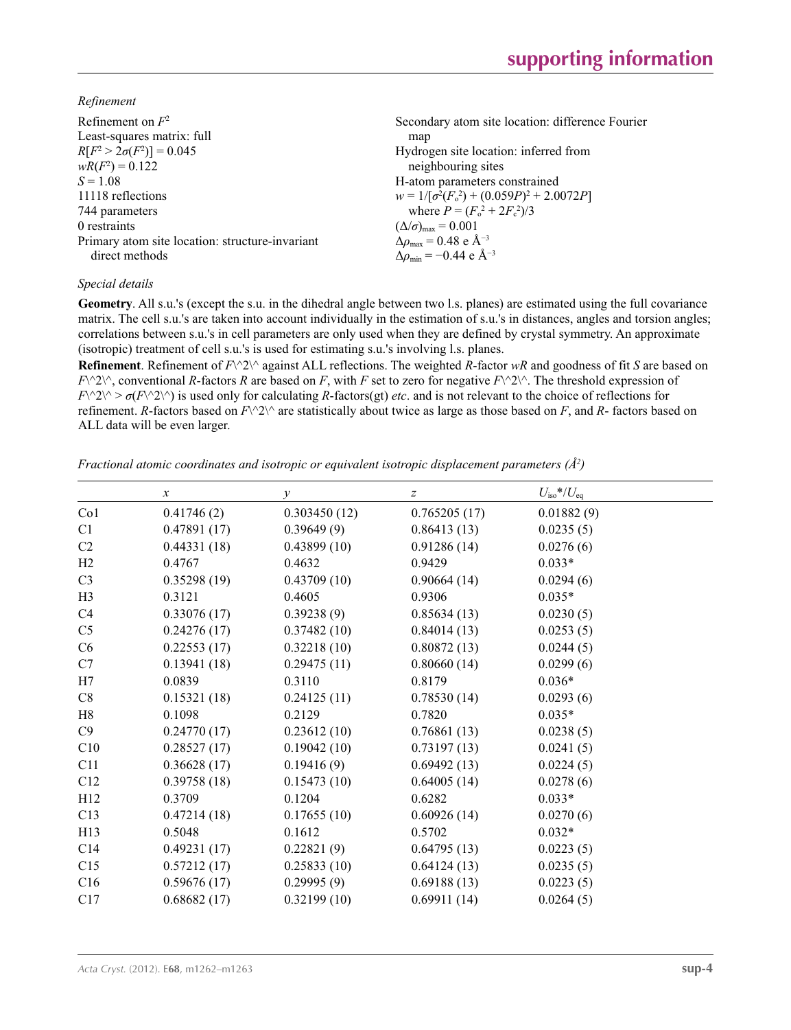*Refinement*

Refinement on $F^2$
Least-squares matrix: full
$R[F^2 > 2\sigma(F^2)] = 0.045$
$wR(F^2) = 0.122$
$S = 1.08$
11118 reflections
744 parameters
0 restraints
Primary atom site location: structure-invariant direct methods
Secondary atom site location: difference Fourier map
Hydrogen site location: inferred from neighbouring sites
H-atom parameters constrained
$w = 1/[\sigma^2(F_o^2) + (0.059P)^2 + 2.0072P]$
where $P = (F_o^2 + 2F_c^2)/3$
$(\Delta/\sigma)_{max} = 0.001$
$\Delta\rho_{max} = 0.48$ e Å$^{-3}$
$\Delta\rho_{min} = -0.44$ e Å$^{-3}$

*Special details*

**Geometry**. All s.u.'s (except the s.u. in the dihedral angle between two l.s. planes) are estimated using the full covariance matrix. The cell s.u.'s are taken into account individually in the estimation of s.u.'s in distances, angles and torsion angles; correlations between s.u.'s in cell parameters are only used when they are defined by crystal symmetry. An approximate (isotropic) treatment of cell s.u.'s is used for estimating s.u.'s involving l.s. planes.

**Refinement**. Refinement of $F^2$ against ALL reflections. The weighted *R*-factor *wR* and goodness of fit *S* are based on $F^2$, conventional *R*-factors *R* are based on *F*, with *F* set to zero for negative $F^2$. The threshold expression of $F^2 > \sigma(F^2)$ is used only for calculating *R*-factors(gt) *etc*. and is not relevant to the choice of reflections for refinement. *R*-factors based on $F^2$ are statistically about twice as large as those based on *F*, and *R*- factors based on ALL data will be even larger.

*Fractional atomic coordinates and isotropic or equivalent isotropic displacement parameters (Å$^2$)*

| | *x* | *y* | *z* | $U_{iso}$*/$U_{eq}$ |
|---|---|---|---|---|
| Co1 | 0.41746 (2) | 0.303450 (12) | 0.765205 (17) | 0.01882 (9) |
| C1 | 0.47891 (17) | 0.39649 (9) | 0.86413 (13) | 0.0235 (5) |
| C2 | 0.44331 (18) | 0.43899 (10) | 0.91286 (14) | 0.0276 (6) |
| H2 | 0.4767 | 0.4632 | 0.9429 | 0.033* |
| C3 | 0.35298 (19) | 0.43709 (10) | 0.90664 (14) | 0.0294 (6) |
| H3 | 0.3121 | 0.4605 | 0.9306 | 0.035* |
| C4 | 0.33076 (17) | 0.39238 (9) | 0.85634 (13) | 0.0230 (5) |
| C5 | 0.24276 (17) | 0.37482 (10) | 0.84014 (13) | 0.0253 (5) |
| C6 | 0.22553 (17) | 0.32218 (10) | 0.80872 (13) | 0.0244 (5) |
| C7 | 0.13941 (18) | 0.29475 (11) | 0.80660 (14) | 0.0299 (6) |
| H7 | 0.0839 | 0.3110 | 0.8179 | 0.036* |
| C8 | 0.15321 (18) | 0.24125 (11) | 0.78530 (14) | 0.0293 (6) |
| H8 | 0.1098 | 0.2129 | 0.7820 | 0.035* |
| C9 | 0.24770 (17) | 0.23612 (10) | 0.76861 (13) | 0.0238 (5) |
| C10 | 0.28527 (17) | 0.19042 (10) | 0.73197 (13) | 0.0241 (5) |
| C11 | 0.36628 (17) | 0.19416 (9) | 0.69492 (13) | 0.0224 (5) |
| C12 | 0.39758 (18) | 0.15473 (10) | 0.64005 (14) | 0.0278 (6) |
| H12 | 0.3709 | 0.1204 | 0.6282 | 0.033* |
| C13 | 0.47214 (18) | 0.17655 (10) | 0.60926 (14) | 0.0270 (6) |
| H13 | 0.5048 | 0.1612 | 0.5702 | 0.032* |
| C14 | 0.49231 (17) | 0.22821 (9) | 0.64795 (13) | 0.0223 (5) |
| C15 | 0.57212 (17) | 0.25833 (10) | 0.64124 (13) | 0.0235 (5) |
| C16 | 0.59676 (17) | 0.29995 (9) | 0.69188 (13) | 0.0223 (5) |
| C17 | 0.68682 (17) | 0.32199 (10) | 0.69911 (14) | 0.0264 (5) |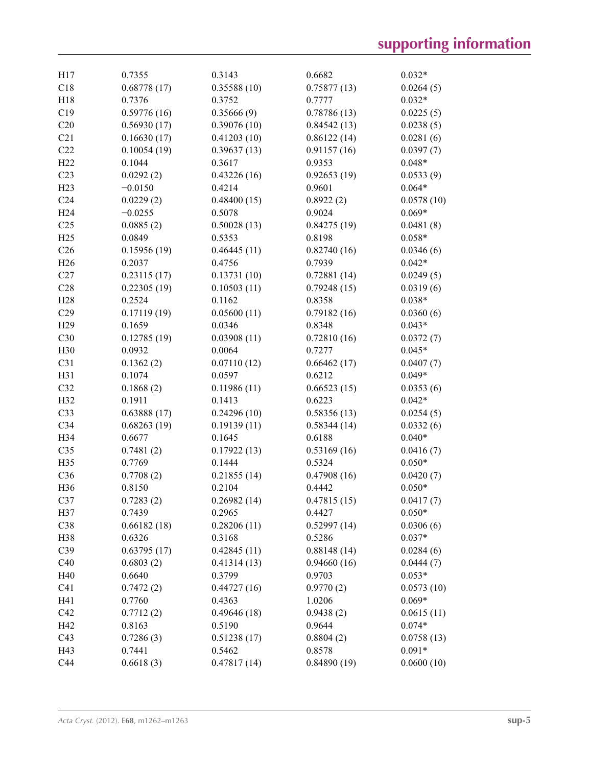| | | | | |
|---|---|---|---|---|
| H17 | 0.7355 | 0.3143 | 0.6682 | 0.032* |
| C18 | 0.68778 (17) | 0.35588 (10) | 0.75877 (13) | 0.0264 (5) |
| H18 | 0.7376 | 0.3752 | 0.7777 | 0.032* |
| C19 | 0.59776 (16) | 0.35666 (9) | 0.78786 (13) | 0.0225 (5) |
| C20 | 0.56930 (17) | 0.39076 (10) | 0.84542 (13) | 0.0238 (5) |
| C21 | 0.16630 (17) | 0.41203 (10) | 0.86122 (14) | 0.0281 (6) |
| C22 | 0.10054 (19) | 0.39637 (13) | 0.91157 (16) | 0.0397 (7) |
| H22 | 0.1044 | 0.3617 | 0.9353 | 0.048* |
| C23 | 0.0292 (2) | 0.43226 (16) | 0.92653 (19) | 0.0533 (9) |
| H23 | −0.0150 | 0.4214 | 0.9601 | 0.064* |
| C24 | 0.0229 (2) | 0.48400 (15) | 0.8922 (2) | 0.0578 (10) |
| H24 | −0.0255 | 0.5078 | 0.9024 | 0.069* |
| C25 | 0.0885 (2) | 0.50028 (13) | 0.84275 (19) | 0.0481 (8) |
| H25 | 0.0849 | 0.5353 | 0.8198 | 0.058* |
| C26 | 0.15956 (19) | 0.46445 (11) | 0.82740 (16) | 0.0346 (6) |
| H26 | 0.2037 | 0.4756 | 0.7939 | 0.042* |
| C27 | 0.23115 (17) | 0.13731 (10) | 0.72881 (14) | 0.0249 (5) |
| C28 | 0.22305 (19) | 0.10503 (11) | 0.79248 (15) | 0.0319 (6) |
| H28 | 0.2524 | 0.1162 | 0.8358 | 0.038* |
| C29 | 0.17119 (19) | 0.05600 (11) | 0.79182 (16) | 0.0360 (6) |
| H29 | 0.1659 | 0.0346 | 0.8348 | 0.043* |
| C30 | 0.12785 (19) | 0.03908 (11) | 0.72810 (16) | 0.0372 (7) |
| H30 | 0.0932 | 0.0064 | 0.7277 | 0.045* |
| C31 | 0.1362 (2) | 0.07110 (12) | 0.66462 (17) | 0.0407 (7) |
| H31 | 0.1074 | 0.0597 | 0.6212 | 0.049* |
| C32 | 0.1868 (2) | 0.11986 (11) | 0.66523 (15) | 0.0353 (6) |
| H32 | 0.1911 | 0.1413 | 0.6223 | 0.042* |
| C33 | 0.63888 (17) | 0.24296 (10) | 0.58356 (13) | 0.0254 (5) |
| C34 | 0.68263 (19) | 0.19139 (11) | 0.58344 (14) | 0.0332 (6) |
| H34 | 0.6677 | 0.1645 | 0.6188 | 0.040* |
| C35 | 0.7481 (2) | 0.17922 (13) | 0.53169 (16) | 0.0416 (7) |
| H35 | 0.7769 | 0.1444 | 0.5324 | 0.050* |
| C36 | 0.7708 (2) | 0.21855 (14) | 0.47908 (16) | 0.0420 (7) |
| H36 | 0.8150 | 0.2104 | 0.4442 | 0.050* |
| C37 | 0.7283 (2) | 0.26982 (14) | 0.47815 (15) | 0.0417 (7) |
| H37 | 0.7439 | 0.2965 | 0.4427 | 0.050* |
| C38 | 0.66182 (18) | 0.28206 (11) | 0.52997 (14) | 0.0306 (6) |
| H38 | 0.6326 | 0.3168 | 0.5286 | 0.037* |
| C39 | 0.63795 (17) | 0.42845 (11) | 0.88148 (14) | 0.0284 (6) |
| C40 | 0.6803 (2) | 0.41314 (13) | 0.94660 (16) | 0.0444 (7) |
| H40 | 0.6640 | 0.3799 | 0.9703 | 0.053* |
| C41 | 0.7472 (2) | 0.44727 (16) | 0.9770 (2) | 0.0573 (10) |
| H41 | 0.7760 | 0.4363 | 1.0206 | 0.069* |
| C42 | 0.7712 (2) | 0.49646 (18) | 0.9438 (2) | 0.0615 (11) |
| H42 | 0.8163 | 0.5190 | 0.9644 | 0.074* |
| C43 | 0.7286 (3) | 0.51238 (17) | 0.8804 (2) | 0.0758 (13) |
| H43 | 0.7441 | 0.5462 | 0.8578 | 0.091* |
| C44 | 0.6618 (3) | 0.47817 (14) | 0.84890 (19) | 0.0600 (10) |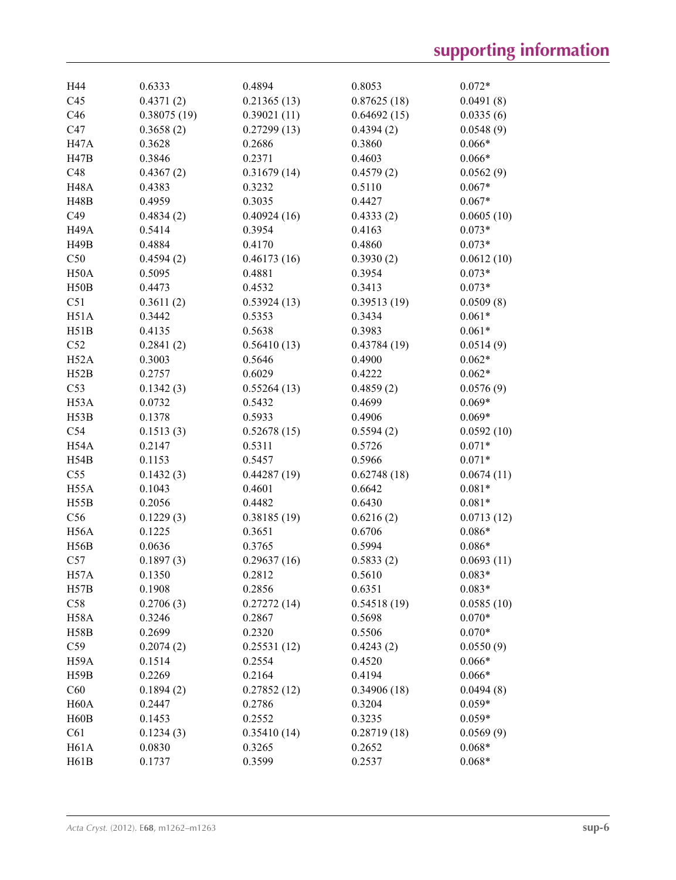| | | | | |
|---|---|---|---|---|
| H44 | 0.6333 | 0.4894 | 0.8053 | 0.072* |
| C45 | 0.4371 (2) | 0.21365 (13) | 0.87625 (18) | 0.0491 (8) |
| C46 | 0.38075 (19) | 0.39021 (11) | 0.64692 (15) | 0.0335 (6) |
| C47 | 0.3658 (2) | 0.27299 (13) | 0.4394 (2) | 0.0548 (9) |
| H47A | 0.3628 | 0.2686 | 0.3860 | 0.066* |
| H47B | 0.3846 | 0.2371 | 0.4603 | 0.066* |
| C48 | 0.4367 (2) | 0.31679 (14) | 0.4579 (2) | 0.0562 (9) |
| H48A | 0.4383 | 0.3232 | 0.5110 | 0.067* |
| H48B | 0.4959 | 0.3035 | 0.4427 | 0.067* |
| C49 | 0.4834 (2) | 0.40924 (16) | 0.4333 (2) | 0.0605 (10) |
| H49A | 0.5414 | 0.3954 | 0.4163 | 0.073* |
| H49B | 0.4884 | 0.4170 | 0.4860 | 0.073* |
| C50 | 0.4594 (2) | 0.46173 (16) | 0.3930 (2) | 0.0612 (10) |
| H50A | 0.5095 | 0.4881 | 0.3954 | 0.073* |
| H50B | 0.4473 | 0.4532 | 0.3413 | 0.073* |
| C51 | 0.3611 (2) | 0.53924 (13) | 0.39513 (19) | 0.0509 (8) |
| H51A | 0.3442 | 0.5353 | 0.3434 | 0.061* |
| H51B | 0.4135 | 0.5638 | 0.3983 | 0.061* |
| C52 | 0.2841 (2) | 0.56410 (13) | 0.43784 (19) | 0.0514 (9) |
| H52A | 0.3003 | 0.5646 | 0.4900 | 0.062* |
| H52B | 0.2757 | 0.6029 | 0.4222 | 0.062* |
| C53 | 0.1342 (3) | 0.55264 (13) | 0.4859 (2) | 0.0576 (9) |
| H53A | 0.0732 | 0.5432 | 0.4699 | 0.069* |
| H53B | 0.1378 | 0.5933 | 0.4906 | 0.069* |
| C54 | 0.1513 (3) | 0.52678 (15) | 0.5594 (2) | 0.0592 (10) |
| H54A | 0.2147 | 0.5311 | 0.5726 | 0.071* |
| H54B | 0.1153 | 0.5457 | 0.5966 | 0.071* |
| C55 | 0.1432 (3) | 0.44287 (19) | 0.62748 (18) | 0.0674 (11) |
| H55A | 0.1043 | 0.4601 | 0.6642 | 0.081* |
| H55B | 0.2056 | 0.4482 | 0.6430 | 0.081* |
| C56 | 0.1229 (3) | 0.38185 (19) | 0.6216 (2) | 0.0713 (12) |
| H56A | 0.1225 | 0.3651 | 0.6706 | 0.086* |
| H56B | 0.0636 | 0.3765 | 0.5994 | 0.086* |
| C57 | 0.1897 (3) | 0.29637 (16) | 0.5833 (2) | 0.0693 (11) |
| H57A | 0.1350 | 0.2812 | 0.5610 | 0.083* |
| H57B | 0.1908 | 0.2856 | 0.6351 | 0.083* |
| C58 | 0.2706 (3) | 0.27272 (14) | 0.54518 (19) | 0.0585 (10) |
| H58A | 0.3246 | 0.2867 | 0.5698 | 0.070* |
| H58B | 0.2699 | 0.2320 | 0.5506 | 0.070* |
| C59 | 0.2074 (2) | 0.25531 (12) | 0.4243 (2) | 0.0550 (9) |
| H59A | 0.1514 | 0.2554 | 0.4520 | 0.066* |
| H59B | 0.2269 | 0.2164 | 0.4194 | 0.066* |
| C60 | 0.1894 (2) | 0.27852 (12) | 0.34906 (18) | 0.0494 (8) |
| H60A | 0.2447 | 0.2786 | 0.3204 | 0.059* |
| H60B | 0.1453 | 0.2552 | 0.3235 | 0.059* |
| C61 | 0.1234 (3) | 0.35410 (14) | 0.28719 (18) | 0.0569 (9) |
| H61A | 0.0830 | 0.3265 | 0.2652 | 0.068* |
| H61B | 0.1737 | 0.3599 | 0.2537 | 0.068* |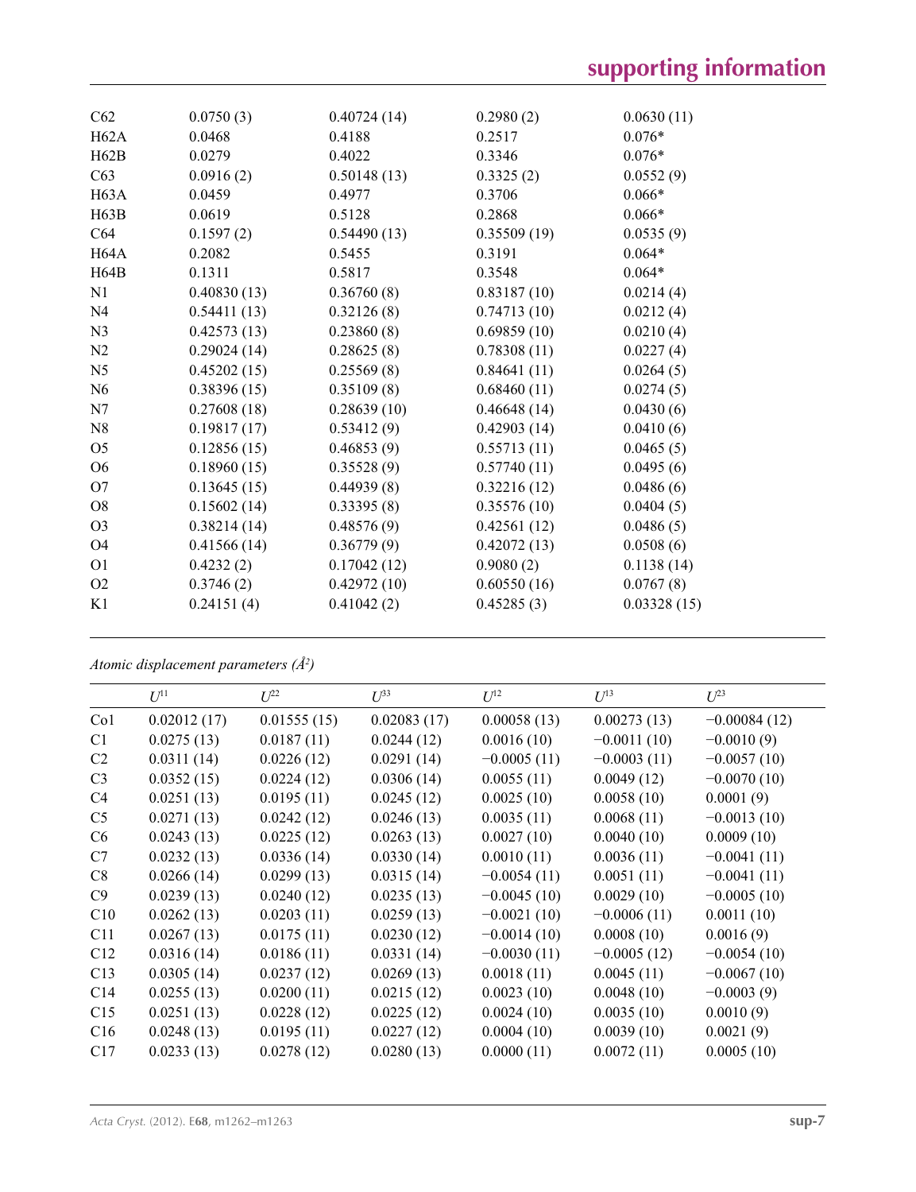| | | | | |
|---|---|---|---|---|
| C62 | 0.0750 (3) | 0.40724 (14) | 0.2980 (2) | 0.0630 (11) |
| H62A | 0.0468 | 0.4188 | 0.2517 | 0.076* |
| H62B | 0.0279 | 0.4022 | 0.3346 | 0.076* |
| C63 | 0.0916 (2) | 0.50148 (13) | 0.3325 (2) | 0.0552 (9) |
| H63A | 0.0459 | 0.4977 | 0.3706 | 0.066* |
| H63B | 0.0619 | 0.5128 | 0.2868 | 0.066* |
| C64 | 0.1597 (2) | 0.54490 (13) | 0.35509 (19) | 0.0535 (9) |
| H64A | 0.2082 | 0.5455 | 0.3191 | 0.064* |
| H64B | 0.1311 | 0.5817 | 0.3548 | 0.064* |
| N1 | 0.40830 (13) | 0.36760 (8) | 0.83187 (10) | 0.0214 (4) |
| N4 | 0.54411 (13) | 0.32126 (8) | 0.74713 (10) | 0.0212 (4) |
| N3 | 0.42573 (13) | 0.23860 (8) | 0.69859 (10) | 0.0210 (4) |
| N2 | 0.29024 (14) | 0.28625 (8) | 0.78308 (11) | 0.0227 (4) |
| N5 | 0.45202 (15) | 0.25569 (8) | 0.84641 (11) | 0.0264 (5) |
| N6 | 0.38396 (15) | 0.35109 (8) | 0.68460 (11) | 0.0274 (5) |
| N7 | 0.27608 (18) | 0.28639 (10) | 0.46648 (14) | 0.0430 (6) |
| N8 | 0.19817 (17) | 0.53412 (9) | 0.42903 (14) | 0.0410 (6) |
| O5 | 0.12856 (15) | 0.46853 (9) | 0.55713 (11) | 0.0465 (5) |
| O6 | 0.18960 (15) | 0.35528 (9) | 0.57740 (11) | 0.0495 (6) |
| O7 | 0.13645 (15) | 0.44939 (8) | 0.32216 (12) | 0.0486 (6) |
| O8 | 0.15602 (14) | 0.33395 (8) | 0.35576 (10) | 0.0404 (5) |
| O3 | 0.38214 (14) | 0.48576 (9) | 0.42561 (12) | 0.0486 (5) |
| O4 | 0.41566 (14) | 0.36779 (9) | 0.42072 (13) | 0.0508 (6) |
| O1 | 0.4232 (2) | 0.17042 (12) | 0.9080 (2) | 0.1138 (14) |
| O2 | 0.3746 (2) | 0.42972 (10) | 0.60550 (16) | 0.0767 (8) |
| K1 | 0.24151 (4) | 0.41042 (2) | 0.45285 (3) | 0.03328 (15) |

*Atomic displacement parameters (Å²)*

| | $U^{11}$ | $U^{22}$ | $U^{33}$ | $U^{12}$ | $U^{13}$ | $U^{23}$ |
|---|---|---|---|---|---|---|
| Co1 | 0.02012 (17) | 0.01555 (15) | 0.02083 (17) | 0.00058 (13) | 0.00273 (13) | −0.00084 (12) |
| C1 | 0.0275 (13) | 0.0187 (11) | 0.0244 (12) | 0.0016 (10) | −0.0011 (10) | −0.0010 (9) |
| C2 | 0.0311 (14) | 0.0226 (12) | 0.0291 (14) | −0.0005 (11) | −0.0003 (11) | −0.0057 (10) |
| C3 | 0.0352 (15) | 0.0224 (12) | 0.0306 (14) | 0.0055 (11) | 0.0049 (12) | −0.0070 (10) |
| C4 | 0.0251 (13) | 0.0195 (11) | 0.0245 (12) | 0.0025 (10) | 0.0058 (10) | 0.0001 (9) |
| C5 | 0.0271 (13) | 0.0242 (12) | 0.0246 (13) | 0.0035 (11) | 0.0068 (11) | −0.0013 (10) |
| C6 | 0.0243 (13) | 0.0225 (12) | 0.0263 (13) | 0.0027 (10) | 0.0040 (10) | 0.0009 (10) |
| C7 | 0.0232 (13) | 0.0336 (14) | 0.0330 (14) | 0.0010 (11) | 0.0036 (11) | −0.0041 (11) |
| C8 | 0.0266 (14) | 0.0299 (13) | 0.0315 (14) | −0.0054 (11) | 0.0051 (11) | −0.0041 (11) |
| C9 | 0.0239 (13) | 0.0240 (12) | 0.0235 (13) | −0.0045 (10) | 0.0029 (10) | −0.0005 (10) |
| C10 | 0.0262 (13) | 0.0203 (11) | 0.0259 (13) | −0.0021 (10) | −0.0006 (11) | 0.0011 (10) |
| C11 | 0.0267 (13) | 0.0175 (11) | 0.0230 (12) | −0.0014 (10) | 0.0008 (10) | 0.0016 (9) |
| C12 | 0.0316 (14) | 0.0186 (11) | 0.0331 (14) | −0.0030 (11) | −0.0005 (12) | −0.0054 (10) |
| C13 | 0.0305 (14) | 0.0237 (12) | 0.0269 (13) | 0.0018 (11) | 0.0045 (11) | −0.0067 (10) |
| C14 | 0.0255 (13) | 0.0200 (11) | 0.0215 (12) | 0.0023 (10) | 0.0048 (10) | −0.0003 (9) |
| C15 | 0.0251 (13) | 0.0228 (12) | 0.0225 (12) | 0.0024 (10) | 0.0035 (10) | 0.0010 (9) |
| C16 | 0.0248 (13) | 0.0195 (11) | 0.0227 (12) | 0.0004 (10) | 0.0039 (10) | 0.0021 (9) |
| C17 | 0.0233 (13) | 0.0278 (12) | 0.0280 (13) | 0.0000 (11) | 0.0072 (11) | 0.0005 (10) |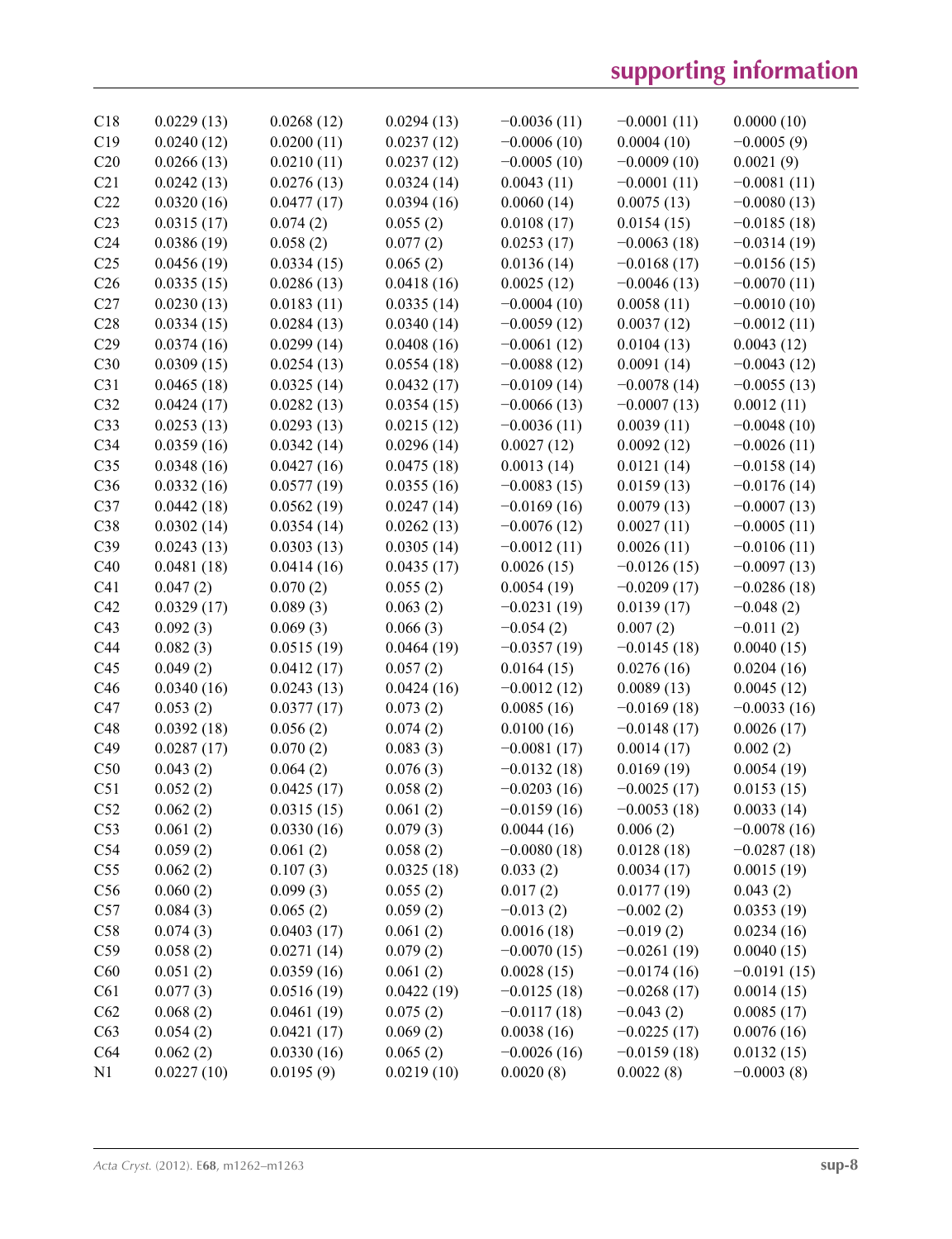| | | | | | | |
|---|---|---|---|---|---|---|
| C18 | 0.0229 (13) | 0.0268 (12) | 0.0294 (13) | −0.0036 (11) | −0.0001 (11) | 0.0000 (10) |
| C19 | 0.0240 (12) | 0.0200 (11) | 0.0237 (12) | −0.0006 (10) | 0.0004 (10) | −0.0005 (9) |
| C20 | 0.0266 (13) | 0.0210 (11) | 0.0237 (12) | −0.0005 (10) | −0.0009 (10) | 0.0021 (9) |
| C21 | 0.0242 (13) | 0.0276 (13) | 0.0324 (14) | 0.0043 (11) | −0.0001 (11) | −0.0081 (11) |
| C22 | 0.0320 (16) | 0.0477 (17) | 0.0394 (16) | 0.0060 (14) | 0.0075 (13) | −0.0080 (13) |
| C23 | 0.0315 (17) | 0.074 (2) | 0.055 (2) | 0.0108 (17) | 0.0154 (15) | −0.0185 (18) |
| C24 | 0.0386 (19) | 0.058 (2) | 0.077 (2) | 0.0253 (17) | −0.0063 (18) | −0.0314 (19) |
| C25 | 0.0456 (19) | 0.0334 (15) | 0.065 (2) | 0.0136 (14) | −0.0168 (17) | −0.0156 (15) |
| C26 | 0.0335 (15) | 0.0286 (13) | 0.0418 (16) | 0.0025 (12) | −0.0046 (13) | −0.0070 (11) |
| C27 | 0.0230 (13) | 0.0183 (11) | 0.0335 (14) | −0.0004 (10) | 0.0058 (11) | −0.0010 (10) |
| C28 | 0.0334 (15) | 0.0284 (13) | 0.0340 (14) | −0.0059 (12) | 0.0037 (12) | −0.0012 (11) |
| C29 | 0.0374 (16) | 0.0299 (14) | 0.0408 (16) | −0.0061 (12) | 0.0104 (13) | 0.0043 (12) |
| C30 | 0.0309 (15) | 0.0254 (13) | 0.0554 (18) | −0.0088 (12) | 0.0091 (14) | −0.0043 (12) |
| C31 | 0.0465 (18) | 0.0325 (14) | 0.0432 (17) | −0.0109 (14) | −0.0078 (14) | −0.0055 (13) |
| C32 | 0.0424 (17) | 0.0282 (13) | 0.0354 (15) | −0.0066 (13) | −0.0007 (13) | 0.0012 (11) |
| C33 | 0.0253 (13) | 0.0293 (13) | 0.0215 (12) | −0.0036 (11) | 0.0039 (11) | −0.0048 (10) |
| C34 | 0.0359 (16) | 0.0342 (14) | 0.0296 (14) | 0.0027 (12) | 0.0092 (12) | −0.0026 (11) |
| C35 | 0.0348 (16) | 0.0427 (16) | 0.0475 (18) | 0.0013 (14) | 0.0121 (14) | −0.0158 (14) |
| C36 | 0.0332 (16) | 0.0577 (19) | 0.0355 (16) | −0.0083 (15) | 0.0159 (13) | −0.0176 (14) |
| C37 | 0.0442 (18) | 0.0562 (19) | 0.0247 (14) | −0.0169 (16) | 0.0079 (13) | −0.0007 (13) |
| C38 | 0.0302 (14) | 0.0354 (14) | 0.0262 (13) | −0.0076 (12) | 0.0027 (11) | −0.0005 (11) |
| C39 | 0.0243 (13) | 0.0303 (13) | 0.0305 (14) | −0.0012 (11) | 0.0026 (11) | −0.0106 (11) |
| C40 | 0.0481 (18) | 0.0414 (16) | 0.0435 (17) | 0.0026 (15) | −0.0126 (15) | −0.0097 (13) |
| C41 | 0.047 (2) | 0.070 (2) | 0.055 (2) | 0.0054 (19) | −0.0209 (17) | −0.0286 (18) |
| C42 | 0.0329 (17) | 0.089 (3) | 0.063 (2) | −0.0231 (19) | 0.0139 (17) | −0.048 (2) |
| C43 | 0.092 (3) | 0.069 (3) | 0.066 (3) | −0.054 (2) | 0.007 (2) | −0.011 (2) |
| C44 | 0.082 (3) | 0.0515 (19) | 0.0464 (19) | −0.0357 (19) | −0.0145 (18) | 0.0040 (15) |
| C45 | 0.049 (2) | 0.0412 (17) | 0.057 (2) | 0.0164 (15) | 0.0276 (16) | 0.0204 (16) |
| C46 | 0.0340 (16) | 0.0243 (13) | 0.0424 (16) | −0.0012 (12) | 0.0089 (13) | 0.0045 (12) |
| C47 | 0.053 (2) | 0.0377 (17) | 0.073 (2) | 0.0085 (16) | −0.0169 (18) | −0.0033 (16) |
| C48 | 0.0392 (18) | 0.056 (2) | 0.074 (2) | 0.0100 (16) | −0.0148 (17) | 0.0026 (17) |
| C49 | 0.0287 (17) | 0.070 (2) | 0.083 (3) | −0.0081 (17) | 0.0014 (17) | 0.002 (2) |
| C50 | 0.043 (2) | 0.064 (2) | 0.076 (3) | −0.0132 (18) | 0.0169 (19) | 0.0054 (19) |
| C51 | 0.052 (2) | 0.0425 (17) | 0.058 (2) | −0.0203 (16) | −0.0025 (17) | 0.0153 (15) |
| C52 | 0.062 (2) | 0.0315 (15) | 0.061 (2) | −0.0159 (16) | −0.0053 (18) | 0.0033 (14) |
| C53 | 0.061 (2) | 0.0330 (16) | 0.079 (3) | 0.0044 (16) | 0.006 (2) | −0.0078 (16) |
| C54 | 0.059 (2) | 0.061 (2) | 0.058 (2) | −0.0080 (18) | 0.0128 (18) | −0.0287 (18) |
| C55 | 0.062 (2) | 0.107 (3) | 0.0325 (18) | 0.033 (2) | 0.0034 (17) | 0.0015 (19) |
| C56 | 0.060 (2) | 0.099 (3) | 0.055 (2) | 0.017 (2) | 0.0177 (19) | 0.043 (2) |
| C57 | 0.084 (3) | 0.065 (2) | 0.059 (2) | −0.013 (2) | −0.002 (2) | 0.0353 (19) |
| C58 | 0.074 (3) | 0.0403 (17) | 0.061 (2) | 0.0016 (18) | −0.019 (2) | 0.0234 (16) |
| C59 | 0.058 (2) | 0.0271 (14) | 0.079 (2) | −0.0070 (15) | −0.0261 (19) | 0.0040 (15) |
| C60 | 0.051 (2) | 0.0359 (16) | 0.061 (2) | 0.0028 (15) | −0.0174 (16) | −0.0191 (15) |
| C61 | 0.077 (3) | 0.0516 (19) | 0.0422 (19) | −0.0125 (18) | −0.0268 (17) | 0.0014 (15) |
| C62 | 0.068 (2) | 0.0461 (19) | 0.075 (2) | −0.0117 (18) | −0.043 (2) | 0.0085 (17) |
| C63 | 0.054 (2) | 0.0421 (17) | 0.069 (2) | 0.0038 (16) | −0.0225 (17) | 0.0076 (16) |
| C64 | 0.062 (2) | 0.0330 (16) | 0.065 (2) | −0.0026 (16) | −0.0159 (18) | 0.0132 (15) |
| N1 | 0.0227 (10) | 0.0195 (9) | 0.0219 (10) | 0.0020 (8) | 0.0022 (8) | −0.0003 (8) |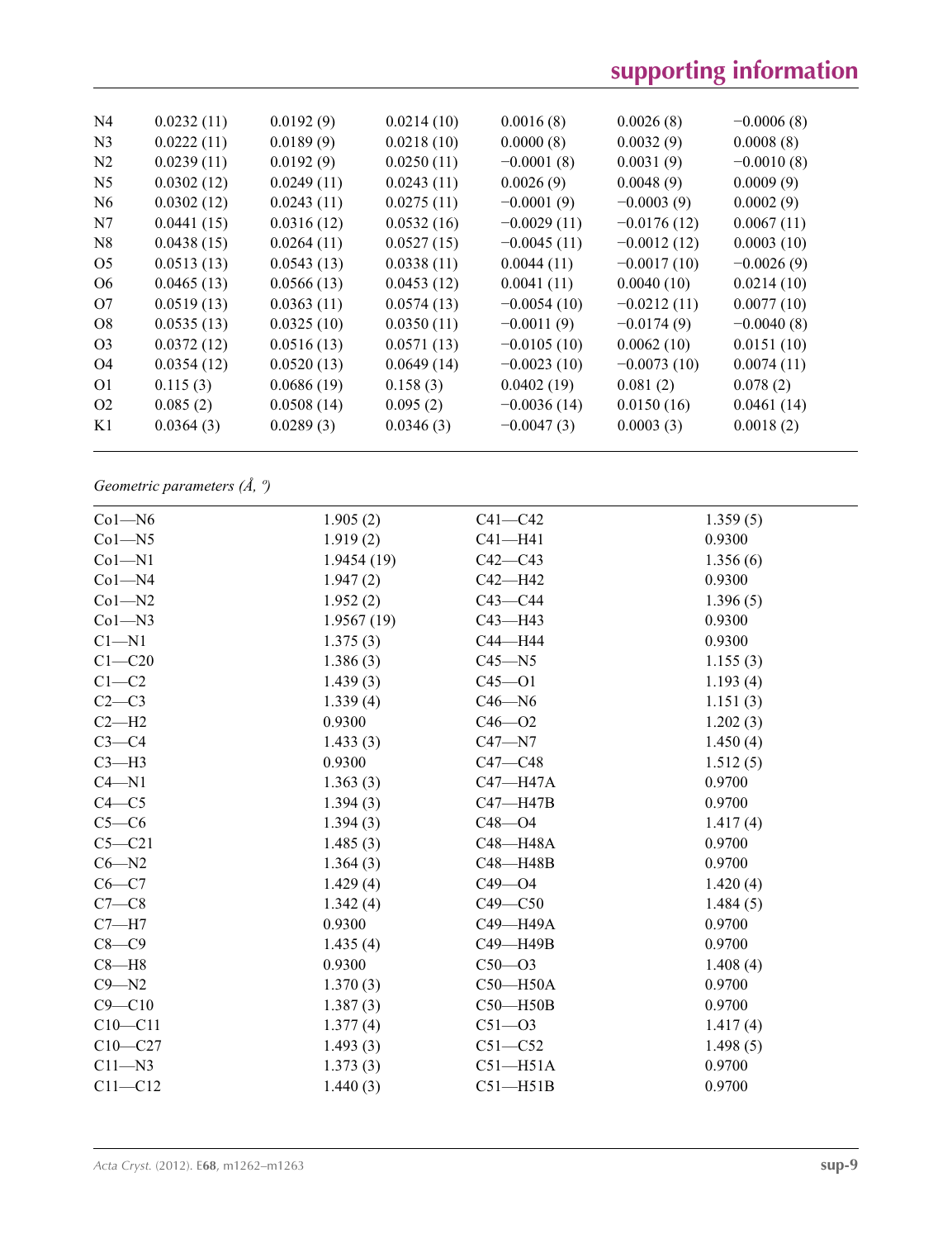| | | | | | | |
|---|---|---|---|---|---|---|
| N4 | 0.0232 (11) | 0.0192 (9) | 0.0214 (10) | 0.0016 (8) | 0.0026 (8) | −0.0006 (8) |
| N3 | 0.0222 (11) | 0.0189 (9) | 0.0218 (10) | 0.0000 (8) | 0.0032 (9) | 0.0008 (8) |
| N2 | 0.0239 (11) | 0.0192 (9) | 0.0250 (11) | −0.0001 (8) | 0.0031 (9) | −0.0010 (8) |
| N5 | 0.0302 (12) | 0.0249 (11) | 0.0243 (11) | 0.0026 (9) | 0.0048 (9) | 0.0009 (9) |
| N6 | 0.0302 (12) | 0.0243 (11) | 0.0275 (11) | −0.0001 (9) | −0.0003 (9) | 0.0002 (9) |
| N7 | 0.0441 (15) | 0.0316 (12) | 0.0532 (16) | −0.0029 (11) | −0.0176 (12) | 0.0067 (11) |
| N8 | 0.0438 (15) | 0.0264 (11) | 0.0527 (15) | −0.0045 (11) | −0.0012 (12) | 0.0003 (10) |
| O5 | 0.0513 (13) | 0.0543 (13) | 0.0338 (11) | 0.0044 (11) | −0.0017 (10) | −0.0026 (9) |
| O6 | 0.0465 (13) | 0.0566 (13) | 0.0453 (12) | 0.0041 (11) | 0.0040 (10) | 0.0214 (10) |
| O7 | 0.0519 (13) | 0.0363 (11) | 0.0574 (13) | −0.0054 (10) | −0.0212 (11) | 0.0077 (10) |
| O8 | 0.0535 (13) | 0.0325 (10) | 0.0350 (11) | −0.0011 (9) | −0.0174 (9) | −0.0040 (8) |
| O3 | 0.0372 (12) | 0.0516 (13) | 0.0571 (13) | −0.0105 (10) | 0.0062 (10) | 0.0151 (10) |
| O4 | 0.0354 (12) | 0.0520 (13) | 0.0649 (14) | −0.0023 (10) | −0.0073 (10) | 0.0074 (11) |
| O1 | 0.115 (3) | 0.0686 (19) | 0.158 (3) | 0.0402 (19) | 0.081 (2) | 0.078 (2) |
| O2 | 0.085 (2) | 0.0508 (14) | 0.095 (2) | −0.0036 (14) | 0.0150 (16) | 0.0461 (14) |
| K1 | 0.0364 (3) | 0.0289 (3) | 0.0346 (3) | −0.0047 (3) | 0.0003 (3) | 0.0018 (2) |

*Geometric parameters (Å, º)*

| | | | |
|---|---|---|---|
| Co1—N6 | 1.905 (2) | C41—C42 | 1.359 (5) |
| Co1—N5 | 1.919 (2) | C41—H41 | 0.9300 |
| Co1—N1 | 1.9454 (19) | C42—C43 | 1.356 (6) |
| Co1—N4 | 1.947 (2) | C42—H42 | 0.9300 |
| Co1—N2 | 1.952 (2) | C43—C44 | 1.396 (5) |
| Co1—N3 | 1.9567 (19) | C43—H43 | 0.9300 |
| C1—N1 | 1.375 (3) | C44—H44 | 0.9300 |
| C1—C20 | 1.386 (3) | C45—N5 | 1.155 (3) |
| C1—C2 | 1.439 (3) | C45—O1 | 1.193 (4) |
| C2—C3 | 1.339 (4) | C46—N6 | 1.151 (3) |
| C2—H2 | 0.9300 | C46—O2 | 1.202 (3) |
| C3—C4 | 1.433 (3) | C47—N7 | 1.450 (4) |
| C3—H3 | 0.9300 | C47—C48 | 1.512 (5) |
| C4—N1 | 1.363 (3) | C47—H47A | 0.9700 |
| C4—C5 | 1.394 (3) | C47—H47B | 0.9700 |
| C5—C6 | 1.394 (3) | C48—O4 | 1.417 (4) |
| C5—C21 | 1.485 (3) | C48—H48A | 0.9700 |
| C6—N2 | 1.364 (3) | C48—H48B | 0.9700 |
| C6—C7 | 1.429 (4) | C49—O4 | 1.420 (4) |
| C7—C8 | 1.342 (4) | C49—C50 | 1.484 (5) |
| C7—H7 | 0.9300 | C49—H49A | 0.9700 |
| C8—C9 | 1.435 (4) | C49—H49B | 0.9700 |
| C8—H8 | 0.9300 | C50—O3 | 1.408 (4) |
| C9—N2 | 1.370 (3) | C50—H50A | 0.9700 |
| C9—C10 | 1.387 (3) | C50—H50B | 0.9700 |
| C10—C11 | 1.377 (4) | C51—O3 | 1.417 (4) |
| C10—C27 | 1.493 (3) | C51—C52 | 1.498 (5) |
| C11—N3 | 1.373 (3) | C51—H51A | 0.9700 |
| C11—C12 | 1.440 (3) | C51—H51B | 0.9700 |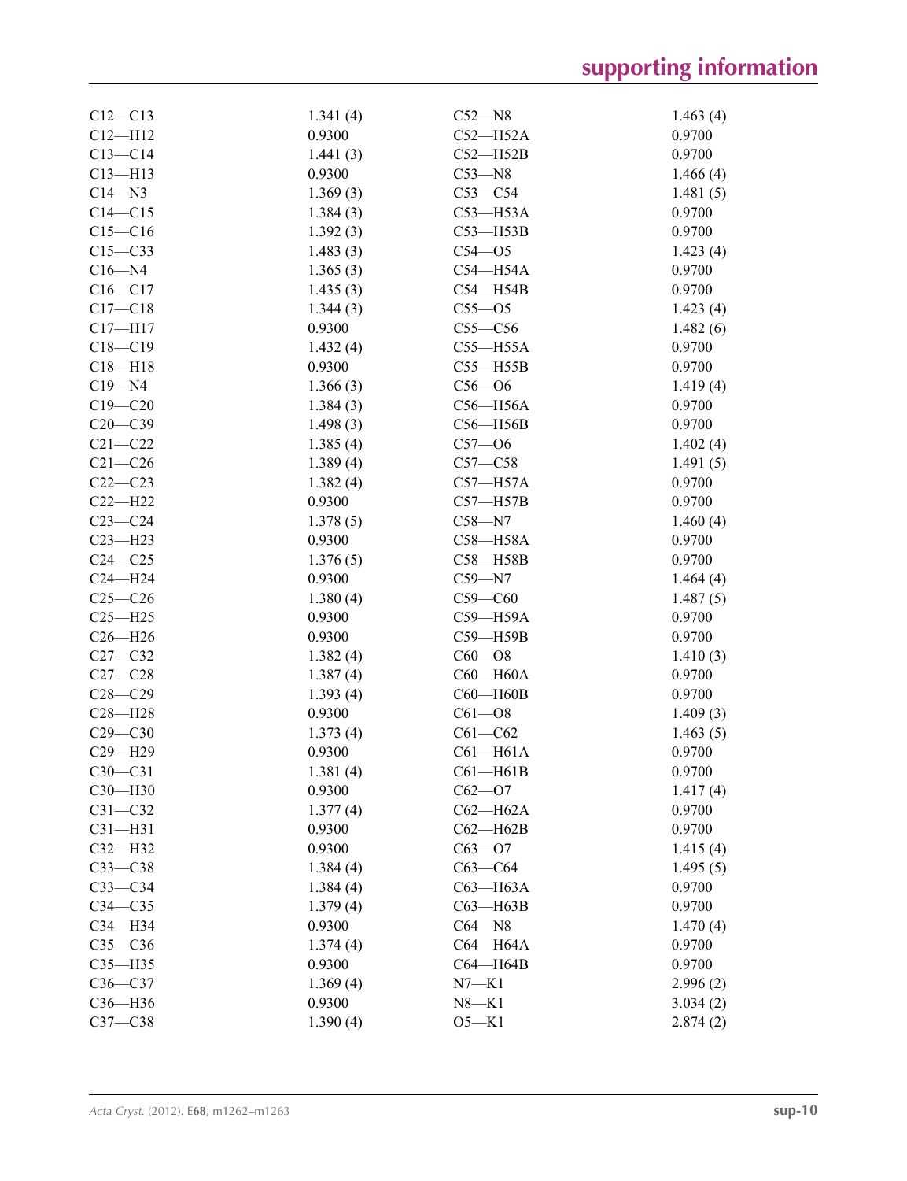| | | | |
|---|---|---|---|
| C12—C13 | 1.341 (4) | C52—N8 | 1.463 (4) |
| C12—H12 | 0.9300 | C52—H52A | 0.9700 |
| C13—C14 | 1.441 (3) | C52—H52B | 0.9700 |
| C13—H13 | 0.9300 | C53—N8 | 1.466 (4) |
| C14—N3 | 1.369 (3) | C53—C54 | 1.481 (5) |
| C14—C15 | 1.384 (3) | C53—H53A | 0.9700 |
| C15—C16 | 1.392 (3) | C53—H53B | 0.9700 |
| C15—C33 | 1.483 (3) | C54—O5 | 1.423 (4) |
| C16—N4 | 1.365 (3) | C54—H54A | 0.9700 |
| C16—C17 | 1.435 (3) | C54—H54B | 0.9700 |
| C17—C18 | 1.344 (3) | C55—O5 | 1.423 (4) |
| C17—H17 | 0.9300 | C55—C56 | 1.482 (6) |
| C18—C19 | 1.432 (4) | C55—H55A | 0.9700 |
| C18—H18 | 0.9300 | C55—H55B | 0.9700 |
| C19—N4 | 1.366 (3) | C56—O6 | 1.419 (4) |
| C19—C20 | 1.384 (3) | C56—H56A | 0.9700 |
| C20—C39 | 1.498 (3) | C56—H56B | 0.9700 |
| C21—C22 | 1.385 (4) | C57—O6 | 1.402 (4) |
| C21—C26 | 1.389 (4) | C57—C58 | 1.491 (5) |
| C22—C23 | 1.382 (4) | C57—H57A | 0.9700 |
| C22—H22 | 0.9300 | C57—H57B | 0.9700 |
| C23—C24 | 1.378 (5) | C58—N7 | 1.460 (4) |
| C23—H23 | 0.9300 | C58—H58A | 0.9700 |
| C24—C25 | 1.376 (5) | C58—H58B | 0.9700 |
| C24—H24 | 0.9300 | C59—N7 | 1.464 (4) |
| C25—C26 | 1.380 (4) | C59—C60 | 1.487 (5) |
| C25—H25 | 0.9300 | C59—H59A | 0.9700 |
| C26—H26 | 0.9300 | C59—H59B | 0.9700 |
| C27—C32 | 1.382 (4) | C60—O8 | 1.410 (3) |
| C27—C28 | 1.387 (4) | C60—H60A | 0.9700 |
| C28—C29 | 1.393 (4) | C60—H60B | 0.9700 |
| C28—H28 | 0.9300 | C61—O8 | 1.409 (3) |
| C29—C30 | 1.373 (4) | C61—C62 | 1.463 (5) |
| C29—H29 | 0.9300 | C61—H61A | 0.9700 |
| C30—C31 | 1.381 (4) | C61—H61B | 0.9700 |
| C30—H30 | 0.9300 | C62—O7 | 1.417 (4) |
| C31—C32 | 1.377 (4) | C62—H62A | 0.9700 |
| C31—H31 | 0.9300 | C62—H62B | 0.9700 |
| C32—H32 | 0.9300 | C63—O7 | 1.415 (4) |
| C33—C38 | 1.384 (4) | C63—C64 | 1.495 (5) |
| C33—C34 | 1.384 (4) | C63—H63A | 0.9700 |
| C34—C35 | 1.379 (4) | C63—H63B | 0.9700 |
| C34—H34 | 0.9300 | C64—N8 | 1.470 (4) |
| C35—C36 | 1.374 (4) | C64—H64A | 0.9700 |
| C35—H35 | 0.9300 | C64—H64B | 0.9700 |
| C36—C37 | 1.369 (4) | N7—K1 | 2.996 (2) |
| C36—H36 | 0.9300 | N8—K1 | 3.034 (2) |
| C37—C38 | 1.390 (4) | O5—K1 | 2.874 (2) |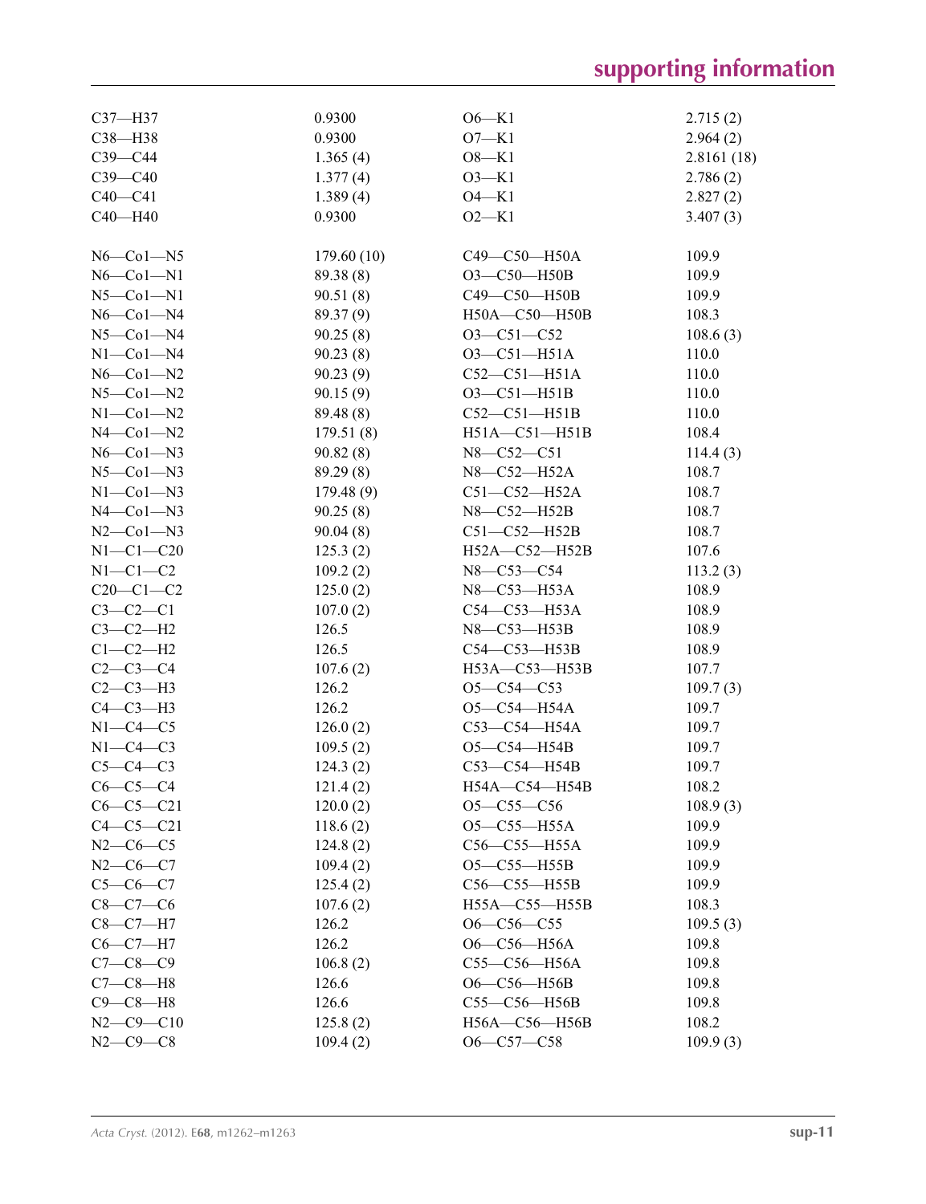| | | | |
|---|---|---|---|
| C37—H37 | 0.9300 | O6—K1 | 2.715 (2) |
| C38—H38 | 0.9300 | O7—K1 | 2.964 (2) |
| C39—C44 | 1.365 (4) | O8—K1 | 2.8161 (18) |
| C39—C40 | 1.377 (4) | O3—K1 | 2.786 (2) |
| C40—C41 | 1.389 (4) | O4—K1 | 2.827 (2) |
| C40—H40 | 0.9300 | O2—K1 | 3.407 (3) |

| | | | |
|---|---|---|---|
| N6—Co1—N5 | 179.60 (10) | C49—C50—H50A | 109.9 |
| N6—Co1—N1 | 89.38 (8) | O3—C50—H50B | 109.9 |
| N5—Co1—N1 | 90.51 (8) | C49—C50—H50B | 109.9 |
| N6—Co1—N4 | 89.37 (9) | H50A—C50—H50B | 108.3 |
| N5—Co1—N4 | 90.25 (8) | O3—C51—C52 | 108.6 (3) |
| N1—Co1—N4 | 90.23 (8) | O3—C51—H51A | 110.0 |
| N6—Co1—N2 | 90.23 (9) | C52—C51—H51A | 110.0 |
| N5—Co1—N2 | 90.15 (9) | O3—C51—H51B | 110.0 |
| N1—Co1—N2 | 89.48 (8) | C52—C51—H51B | 110.0 |
| N4—Co1—N2 | 179.51 (8) | H51A—C51—H51B | 108.4 |
| N6—Co1—N3 | 90.82 (8) | N8—C52—C51 | 114.4 (3) |
| N5—Co1—N3 | 89.29 (8) | N8—C52—H52A | 108.7 |
| N1—Co1—N3 | 179.48 (9) | C51—C52—H52A | 108.7 |
| N4—Co1—N3 | 90.25 (8) | N8—C52—H52B | 108.7 |
| N2—Co1—N3 | 90.04 (8) | C51—C52—H52B | 108.7 |
| N1—C1—C20 | 125.3 (2) | H52A—C52—H52B | 107.6 |
| N1—C1—C2 | 109.2 (2) | N8—C53—C54 | 113.2 (3) |
| C20—C1—C2 | 125.0 (2) | N8—C53—H53A | 108.9 |
| C3—C2—C1 | 107.0 (2) | C54—C53—H53A | 108.9 |
| C3—C2—H2 | 126.5 | N8—C53—H53B | 108.9 |
| C1—C2—H2 | 126.5 | C54—C53—H53B | 108.9 |
| C2—C3—C4 | 107.6 (2) | H53A—C53—H53B | 107.7 |
| C2—C3—H3 | 126.2 | O5—C54—C53 | 109.7 (3) |
| C4—C3—H3 | 126.2 | O5—C54—H54A | 109.7 |
| N1—C4—C5 | 126.0 (2) | C53—C54—H54A | 109.7 |
| N1—C4—C3 | 109.5 (2) | O5—C54—H54B | 109.7 |
| C5—C4—C3 | 124.3 (2) | C53—C54—H54B | 109.7 |
| C6—C5—C4 | 121.4 (2) | H54A—C54—H54B | 108.2 |
| C6—C5—C21 | 120.0 (2) | O5—C55—C56 | 108.9 (3) |
| C4—C5—C21 | 118.6 (2) | O5—C55—H55A | 109.9 |
| N2—C6—C5 | 124.8 (2) | C56—C55—H55A | 109.9 |
| N2—C6—C7 | 109.4 (2) | O5—C55—H55B | 109.9 |
| C5—C6—C7 | 125.4 (2) | C56—C55—H55B | 109.9 |
| C8—C7—C6 | 107.6 (2) | H55A—C55—H55B | 108.3 |
| C8—C7—H7 | 126.2 | O6—C56—C55 | 109.5 (3) |
| C6—C7—H7 | 126.2 | O6—C56—H56A | 109.8 |
| C7—C8—C9 | 106.8 (2) | C55—C56—H56A | 109.8 |
| C7—C8—H8 | 126.6 | O6—C56—H56B | 109.8 |
| C9—C8—H8 | 126.6 | C55—C56—H56B | 109.8 |
| N2—C9—C10 | 125.8 (2) | H56A—C56—H56B | 108.2 |
| N2—C9—C8 | 109.4 (2) | O6—C57—C58 | 109.9 (3) |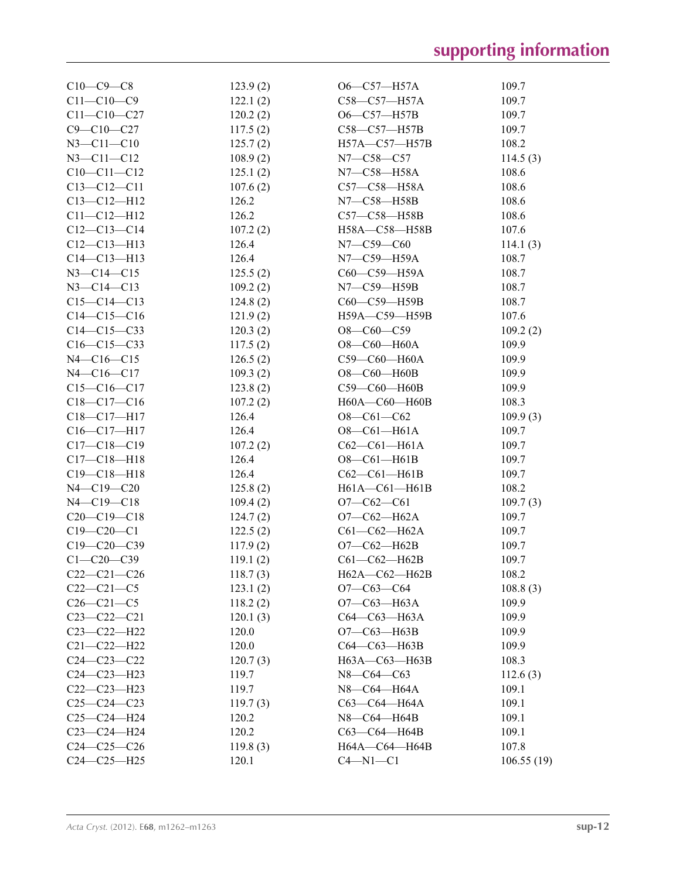| | | | |
|---|---|---|---|
| C10—C9—C8 | 123.9 (2) | O6—C57—H57A | 109.7 |
| C11—C10—C9 | 122.1 (2) | C58—C57—H57A | 109.7 |
| C11—C10—C27 | 120.2 (2) | O6—C57—H57B | 109.7 |
| C9—C10—C27 | 117.5 (2) | C58—C57—H57B | 109.7 |
| N3—C11—C10 | 125.7 (2) | H57A—C57—H57B | 108.2 |
| N3—C11—C12 | 108.9 (2) | N7—C58—C57 | 114.5 (3) |
| C10—C11—C12 | 125.1 (2) | N7—C58—H58A | 108.6 |
| C13—C12—C11 | 107.6 (2) | C57—C58—H58A | 108.6 |
| C13—C12—H12 | 126.2 | N7—C58—H58B | 108.6 |
| C11—C12—H12 | 126.2 | C57—C58—H58B | 108.6 |
| C12—C13—C14 | 107.2 (2) | H58A—C58—H58B | 107.6 |
| C12—C13—H13 | 126.4 | N7—C59—C60 | 114.1 (3) |
| C14—C13—H13 | 126.4 | N7—C59—H59A | 108.7 |
| N3—C14—C15 | 125.5 (2) | C60—C59—H59A | 108.7 |
| N3—C14—C13 | 109.2 (2) | N7—C59—H59B | 108.7 |
| C15—C14—C13 | 124.8 (2) | C60—C59—H59B | 108.7 |
| C14—C15—C16 | 121.9 (2) | H59A—C59—H59B | 107.6 |
| C14—C15—C33 | 120.3 (2) | O8—C60—C59 | 109.2 (2) |
| C16—C15—C33 | 117.5 (2) | O8—C60—H60A | 109.9 |
| N4—C16—C15 | 126.5 (2) | C59—C60—H60A | 109.9 |
| N4—C16—C17 | 109.3 (2) | O8—C60—H60B | 109.9 |
| C15—C16—C17 | 123.8 (2) | C59—C60—H60B | 109.9 |
| C18—C17—C16 | 107.2 (2) | H60A—C60—H60B | 108.3 |
| C18—C17—H17 | 126.4 | O8—C61—C62 | 109.9 (3) |
| C16—C17—H17 | 126.4 | O8—C61—H61A | 109.7 |
| C17—C18—C19 | 107.2 (2) | C62—C61—H61A | 109.7 |
| C17—C18—H18 | 126.4 | O8—C61—H61B | 109.7 |
| C19—C18—H18 | 126.4 | C62—C61—H61B | 109.7 |
| N4—C19—C20 | 125.8 (2) | H61A—C61—H61B | 108.2 |
| N4—C19—C18 | 109.4 (2) | O7—C62—C61 | 109.7 (3) |
| C20—C19—C18 | 124.7 (2) | O7—C62—H62A | 109.7 |
| C19—C20—C1 | 122.5 (2) | C61—C62—H62A | 109.7 |
| C19—C20—C39 | 117.9 (2) | O7—C62—H62B | 109.7 |
| C1—C20—C39 | 119.1 (2) | C61—C62—H62B | 109.7 |
| C22—C21—C26 | 118.7 (3) | H62A—C62—H62B | 108.2 |
| C22—C21—C5 | 123.1 (2) | O7—C63—C64 | 108.8 (3) |
| C26—C21—C5 | 118.2 (2) | O7—C63—H63A | 109.9 |
| C23—C22—C21 | 120.1 (3) | C64—C63—H63A | 109.9 |
| C23—C22—H22 | 120.0 | O7—C63—H63B | 109.9 |
| C21—C22—H22 | 120.0 | C64—C63—H63B | 109.9 |
| C24—C23—C22 | 120.7 (3) | H63A—C63—H63B | 108.3 |
| C24—C23—H23 | 119.7 | N8—C64—C63 | 112.6 (3) |
| C22—C23—H23 | 119.7 | N8—C64—H64A | 109.1 |
| C25—C24—C23 | 119.7 (3) | C63—C64—H64A | 109.1 |
| C25—C24—H24 | 120.2 | N8—C64—H64B | 109.1 |
| C23—C24—H24 | 120.2 | C63—C64—H64B | 109.1 |
| C24—C25—C26 | 119.8 (3) | H64A—C64—H64B | 107.8 |
| C24—C25—H25 | 120.1 | C4—N1—C1 | 106.55 (19) |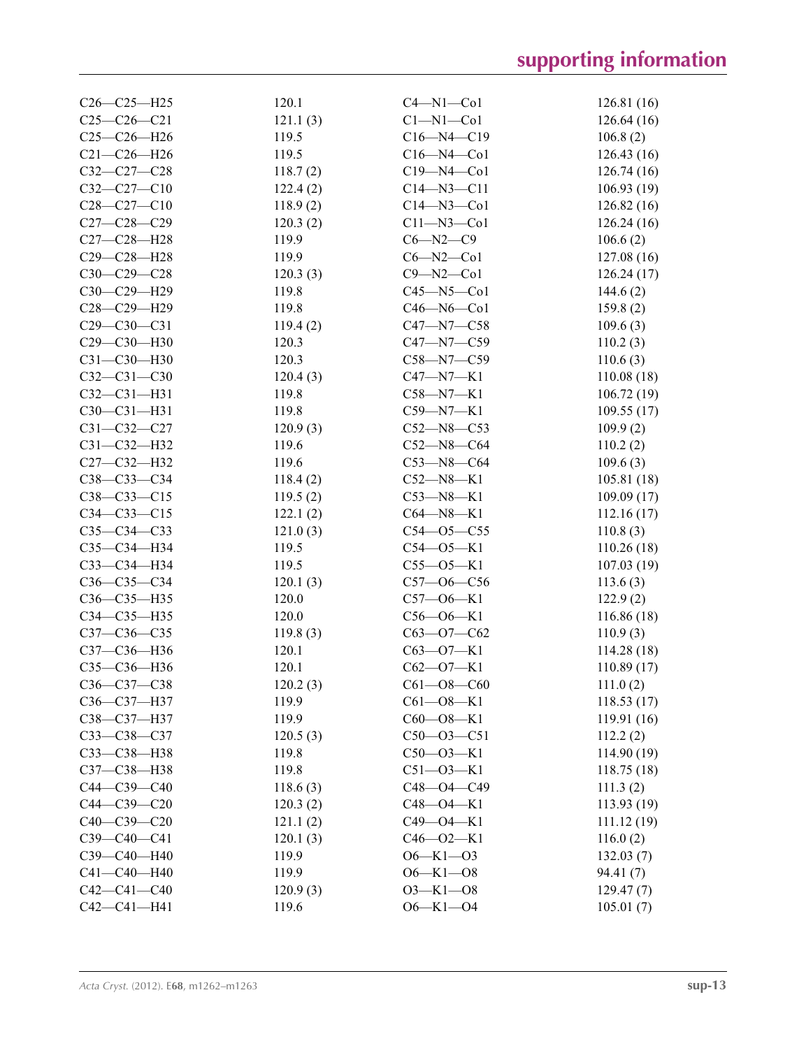| | | | |
|---|---|---|---|
| C26—C25—H25 | 120.1 | C4—N1—Co1 | 126.81 (16) |
| C25—C26—C21 | 121.1 (3) | C1—N1—Co1 | 126.64 (16) |
| C25—C26—H26 | 119.5 | C16—N4—C19 | 106.8 (2) |
| C21—C26—H26 | 119.5 | C16—N4—Co1 | 126.43 (16) |
| C32—C27—C28 | 118.7 (2) | C19—N4—Co1 | 126.74 (16) |
| C32—C27—C10 | 122.4 (2) | C14—N3—C11 | 106.93 (19) |
| C28—C27—C10 | 118.9 (2) | C14—N3—Co1 | 126.82 (16) |
| C27—C28—C29 | 120.3 (2) | C11—N3—Co1 | 126.24 (16) |
| C27—C28—H28 | 119.9 | C6—N2—C9 | 106.6 (2) |
| C29—C28—H28 | 119.9 | C6—N2—Co1 | 127.08 (16) |
| C30—C29—C28 | 120.3 (3) | C9—N2—Co1 | 126.24 (17) |
| C30—C29—H29 | 119.8 | C45—N5—Co1 | 144.6 (2) |
| C28—C29—H29 | 119.8 | C46—N6—Co1 | 159.8 (2) |
| C29—C30—C31 | 119.4 (2) | C47—N7—C58 | 109.6 (3) |
| C29—C30—H30 | 120.3 | C47—N7—C59 | 110.2 (3) |
| C31—C30—H30 | 120.3 | C58—N7—C59 | 110.6 (3) |
| C32—C31—C30 | 120.4 (3) | C47—N7—K1 | 110.08 (18) |
| C32—C31—H31 | 119.8 | C58—N7—K1 | 106.72 (19) |
| C30—C31—H31 | 119.8 | C59—N7—K1 | 109.55 (17) |
| C31—C32—C27 | 120.9 (3) | C52—N8—C53 | 109.9 (2) |
| C31—C32—H32 | 119.6 | C52—N8—C64 | 110.2 (2) |
| C27—C32—H32 | 119.6 | C53—N8—C64 | 109.6 (3) |
| C38—C33—C34 | 118.4 (2) | C52—N8—K1 | 105.81 (18) |
| C38—C33—C15 | 119.5 (2) | C53—N8—K1 | 109.09 (17) |
| C34—C33—C15 | 122.1 (2) | C64—N8—K1 | 112.16 (17) |
| C35—C34—C33 | 121.0 (3) | C54—O5—C55 | 110.8 (3) |
| C35—C34—H34 | 119.5 | C54—O5—K1 | 110.26 (18) |
| C33—C34—H34 | 119.5 | C55—O5—K1 | 107.03 (19) |
| C36—C35—C34 | 120.1 (3) | C57—O6—C56 | 113.6 (3) |
| C36—C35—H35 | 120.0 | C57—O6—K1 | 122.9 (2) |
| C34—C35—H35 | 120.0 | C56—O6—K1 | 116.86 (18) |
| C37—C36—C35 | 119.8 (3) | C63—O7—C62 | 110.9 (3) |
| C37—C36—H36 | 120.1 | C63—O7—K1 | 114.28 (18) |
| C35—C36—H36 | 120.1 | C62—O7—K1 | 110.89 (17) |
| C36—C37—C38 | 120.2 (3) | C61—O8—C60 | 111.0 (2) |
| C36—C37—H37 | 119.9 | C61—O8—K1 | 118.53 (17) |
| C38—C37—H37 | 119.9 | C60—O8—K1 | 119.91 (16) |
| C33—C38—C37 | 120.5 (3) | C50—O3—C51 | 112.2 (2) |
| C33—C38—H38 | 119.8 | C50—O3—K1 | 114.90 (19) |
| C37—C38—H38 | 119.8 | C51—O3—K1 | 118.75 (18) |
| C44—C39—C40 | 118.6 (3) | C48—O4—C49 | 111.3 (2) |
| C44—C39—C20 | 120.3 (2) | C48—O4—K1 | 113.93 (19) |
| C40—C39—C20 | 121.1 (2) | C49—O4—K1 | 111.12 (19) |
| C39—C40—C41 | 120.1 (3) | C46—O2—K1 | 116.0 (2) |
| C39—C40—H40 | 119.9 | O6—K1—O3 | 132.03 (7) |
| C41—C40—H40 | 119.9 | O6—K1—O8 | 94.41 (7) |
| C42—C41—C40 | 120.9 (3) | O3—K1—O8 | 129.47 (7) |
| C42—C41—H41 | 119.6 | O6—K1—O4 | 105.01 (7) |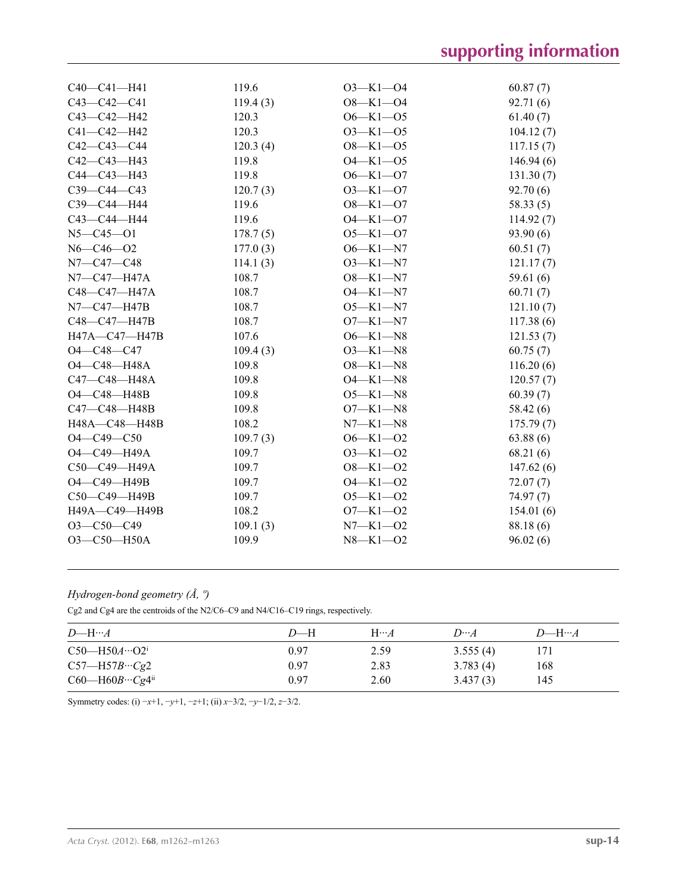| | | | |
|---|---|---|---|
| C40—C41—H41 | 119.6 | O3—K1—O4 | 60.87 (7) |
| C43—C42—C41 | 119.4 (3) | O8—K1—O4 | 92.71 (6) |
| C43—C42—H42 | 120.3 | O6—K1—O5 | 61.40 (7) |
| C41—C42—H42 | 120.3 | O3—K1—O5 | 104.12 (7) |
| C42—C43—C44 | 120.3 (4) | O8—K1—O5 | 117.15 (7) |
| C42—C43—H43 | 119.8 | O4—K1—O5 | 146.94 (6) |
| C44—C43—H43 | 119.8 | O6—K1—O7 | 131.30 (7) |
| C39—C44—C43 | 120.7 (3) | O3—K1—O7 | 92.70 (6) |
| C39—C44—H44 | 119.6 | O8—K1—O7 | 58.33 (5) |
| C43—C44—H44 | 119.6 | O4—K1—O7 | 114.92 (7) |
| N5—C45—O1 | 178.7 (5) | O5—K1—O7 | 93.90 (6) |
| N6—C46—O2 | 177.0 (3) | O6—K1—N7 | 60.51 (7) |
| N7—C47—C48 | 114.1 (3) | O3—K1—N7 | 121.17 (7) |
| N7—C47—H47A | 108.7 | O8—K1—N7 | 59.61 (6) |
| C48—C47—H47A | 108.7 | O4—K1—N7 | 60.71 (7) |
| N7—C47—H47B | 108.7 | O5—K1—N7 | 121.10 (7) |
| C48—C47—H47B | 108.7 | O7—K1—N7 | 117.38 (6) |
| H47A—C47—H47B | 107.6 | O6—K1—N8 | 121.53 (7) |
| O4—C48—C47 | 109.4 (3) | O3—K1—N8 | 60.75 (7) |
| O4—C48—H48A | 109.8 | O8—K1—N8 | 116.20 (6) |
| C47—C48—H48A | 109.8 | O4—K1—N8 | 120.57 (7) |
| O4—C48—H48B | 109.8 | O5—K1—N8 | 60.39 (7) |
| C47—C48—H48B | 109.8 | O7—K1—N8 | 58.42 (6) |
| H48A—C48—H48B | 108.2 | N7—K1—N8 | 175.79 (7) |
| O4—C49—C50 | 109.7 (3) | O6—K1—O2 | 63.88 (6) |
| O4—C49—H49A | 109.7 | O3—K1—O2 | 68.21 (6) |
| C50—C49—H49A | 109.7 | O8—K1—O2 | 147.62 (6) |
| O4—C49—H49B | 109.7 | O4—K1—O2 | 72.07 (7) |
| C50—C49—H49B | 109.7 | O5—K1—O2 | 74.97 (7) |
| H49A—C49—H49B | 108.2 | O7—K1—O2 | 154.01 (6) |
| O3—C50—C49 | 109.1 (3) | N7—K1—O2 | 88.18 (6) |
| O3—C50—H50A | 109.9 | N8—K1—O2 | 96.02 (6) |

*Hydrogen-bond geometry (Å, º)*

Cg2 and Cg4 are the centroids of the N2/C6–C9 and N4/C16–C19 rings, respectively.

| *D*—H···*A* | *D*—H | H···*A* | *D*···*A* | *D*—H···*A* |
|---|---|---|---|---|
| C50—H50*A*···O2[i] | 0.97 | 2.59 | 3.555 (4) | 171 |
| C57—H57*B*···*Cg*2 | 0.97 | 2.83 | 3.783 (4) | 168 |
| C60—H60*B*···*Cg*4[ii] | 0.97 | 2.60 | 3.437 (3) | 145 |

Symmetry codes: (i) −*x*+1, −*y*+1, −*z*+1; (ii) *x*−3/2, −*y*−1/2, *z*−3/2.